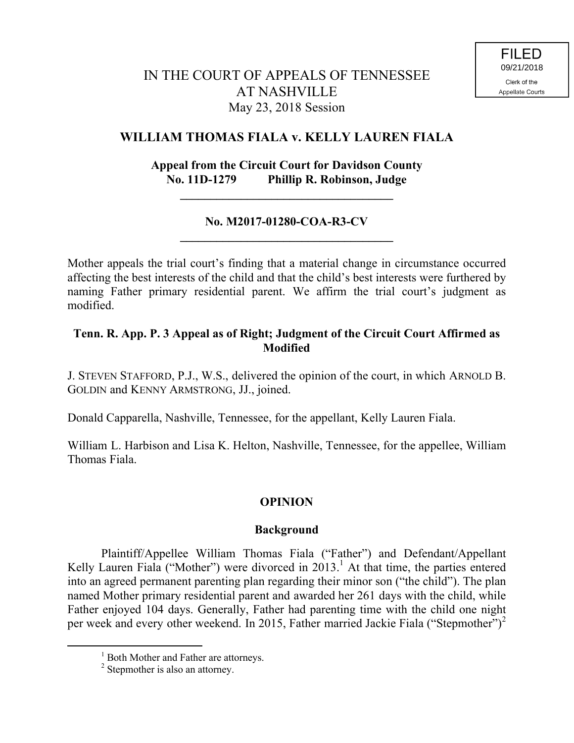FILED
09/21/2018
Clerk of the
Appellate Courts

IN THE COURT OF APPEALS OF TENNESSEE
AT NASHVILLE
May 23, 2018 Session

**WILLIAM THOMAS FIALA v. KELLY LAUREN FIALA**

**Appeal from the Circuit Court for Davidson County**
**No. 11D-1279 Phillip R. Robinson, Judge**

---

**No. M2017-01280-COA-R3-CV**

---

Mother appeals the trial court's finding that a material change in circumstance occurred affecting the best interests of the child and that the child's best interests were furthered by naming Father primary residential parent. We affirm the trial court's judgment as modified.

**Tenn. R. App. P. 3 Appeal as of Right; Judgment of the Circuit Court Affirmed as Modified**

J. STEVEN STAFFORD, P.J., W.S., delivered the opinion of the court, in which ARNOLD B. GOLDIN and KENNY ARMSTRONG, JJ., joined.

Donald Capparella, Nashville, Tennessee, for the appellant, Kelly Lauren Fiala.

William L. Harbison and Lisa K. Helton, Nashville, Tennessee, for the appellee, William Thomas Fiala.

## OPINION

### Background

Plaintiff/Appellee William Thomas Fiala ("Father") and Defendant/Appellant Kelly Lauren Fiala ("Mother") were divorced in 2013.[1] At that time, the parties entered into an agreed permanent parenting plan regarding their minor son ("the child"). The plan named Mother primary residential parent and awarded her 261 days with the child, while Father enjoyed 104 days. Generally, Father had parenting time with the child one night per week and every other weekend. In 2015, Father married Jackie Fiala ("Stepmother")[2]

---

[1] Both Mother and Father are attorneys.

[2] Stepmother is also an attorney.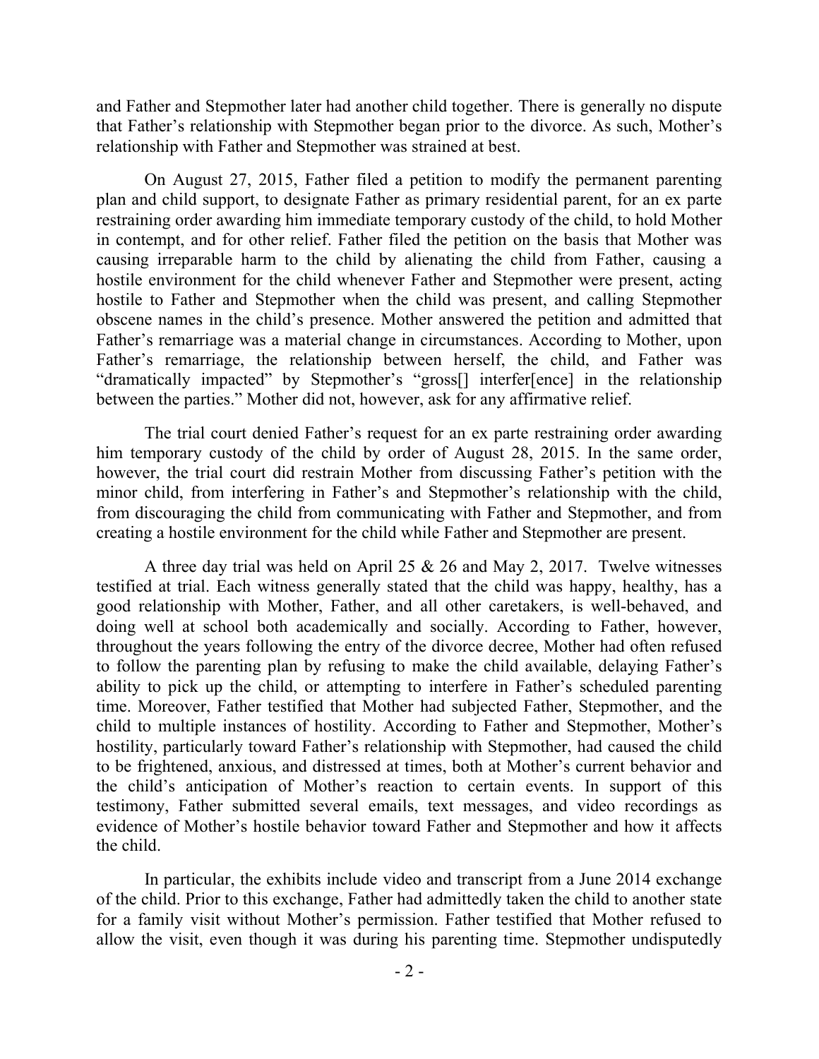and Father and Stepmother later had another child together. There is generally no dispute that Father's relationship with Stepmother began prior to the divorce. As such, Mother's relationship with Father and Stepmother was strained at best.

On August 27, 2015, Father filed a petition to modify the permanent parenting plan and child support, to designate Father as primary residential parent, for an ex parte restraining order awarding him immediate temporary custody of the child, to hold Mother in contempt, and for other relief. Father filed the petition on the basis that Mother was causing irreparable harm to the child by alienating the child from Father, causing a hostile environment for the child whenever Father and Stepmother were present, acting hostile to Father and Stepmother when the child was present, and calling Stepmother obscene names in the child's presence. Mother answered the petition and admitted that Father's remarriage was a material change in circumstances. According to Mother, upon Father's remarriage, the relationship between herself, the child, and Father was "dramatically impacted" by Stepmother's "gross[] interfer[ence] in the relationship between the parties." Mother did not, however, ask for any affirmative relief.

The trial court denied Father's request for an ex parte restraining order awarding him temporary custody of the child by order of August 28, 2015. In the same order, however, the trial court did restrain Mother from discussing Father's petition with the minor child, from interfering in Father's and Stepmother's relationship with the child, from discouraging the child from communicating with Father and Stepmother, and from creating a hostile environment for the child while Father and Stepmother are present.

A three day trial was held on April 25 & 26 and May 2, 2017. Twelve witnesses testified at trial. Each witness generally stated that the child was happy, healthy, has a good relationship with Mother, Father, and all other caretakers, is well-behaved, and doing well at school both academically and socially. According to Father, however, throughout the years following the entry of the divorce decree, Mother had often refused to follow the parenting plan by refusing to make the child available, delaying Father's ability to pick up the child, or attempting to interfere in Father's scheduled parenting time. Moreover, Father testified that Mother had subjected Father, Stepmother, and the child to multiple instances of hostility. According to Father and Stepmother, Mother's hostility, particularly toward Father's relationship with Stepmother, had caused the child to be frightened, anxious, and distressed at times, both at Mother's current behavior and the child's anticipation of Mother's reaction to certain events. In support of this testimony, Father submitted several emails, text messages, and video recordings as evidence of Mother's hostile behavior toward Father and Stepmother and how it affects the child.

In particular, the exhibits include video and transcript from a June 2014 exchange of the child. Prior to this exchange, Father had admittedly taken the child to another state for a family visit without Mother's permission. Father testified that Mother refused to allow the visit, even though it was during his parenting time. Stepmother undisputedly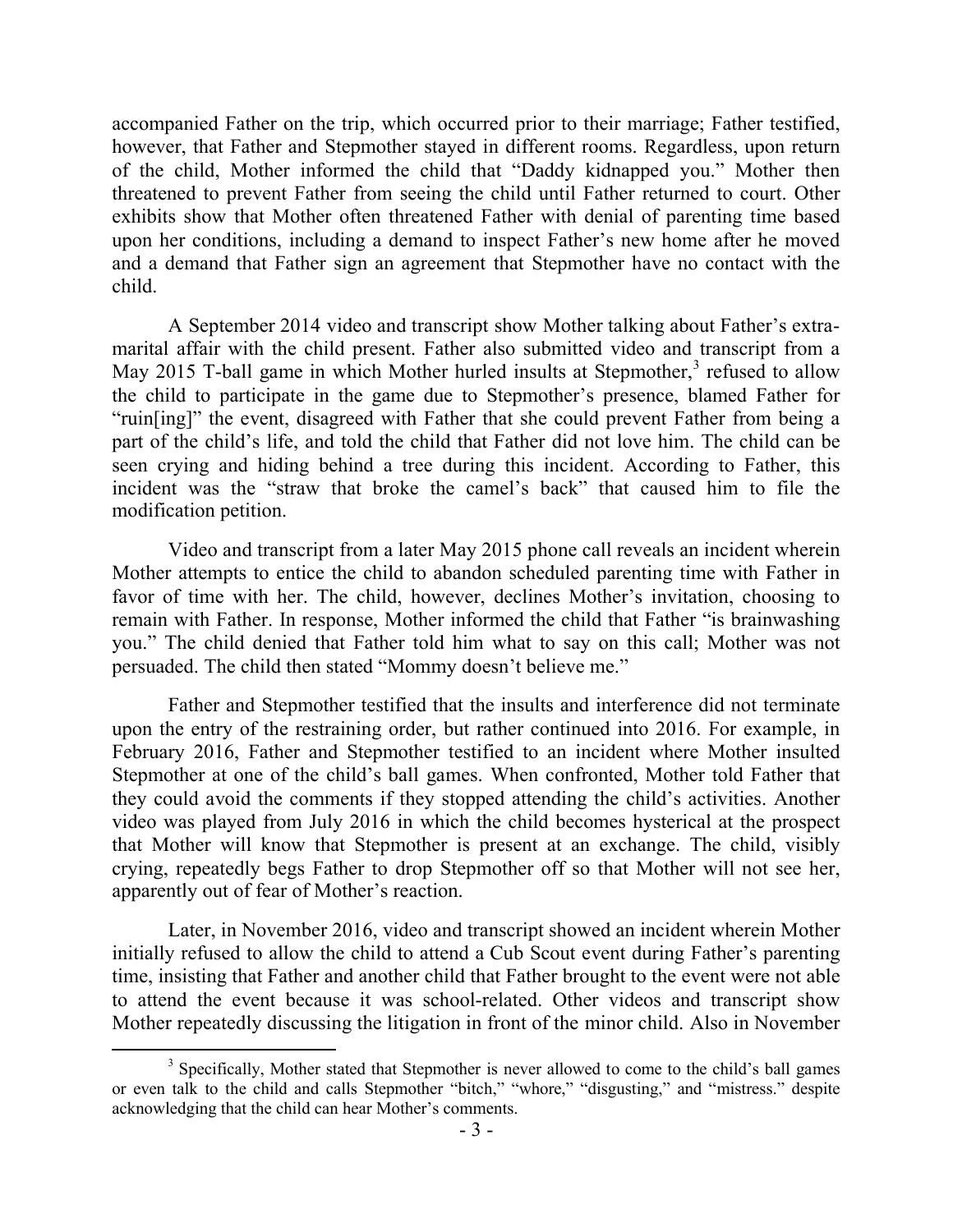accompanied Father on the trip, which occurred prior to their marriage; Father testified, however, that Father and Stepmother stayed in different rooms. Regardless, upon return of the child, Mother informed the child that "Daddy kidnapped you." Mother then threatened to prevent Father from seeing the child until Father returned to court. Other exhibits show that Mother often threatened Father with denial of parenting time based upon her conditions, including a demand to inspect Father's new home after he moved and a demand that Father sign an agreement that Stepmother have no contact with the child.

A September 2014 video and transcript show Mother talking about Father's extra-marital affair with the child present. Father also submitted video and transcript from a May 2015 T-ball game in which Mother hurled insults at Stepmother,[3] refused to allow the child to participate in the game due to Stepmother's presence, blamed Father for "ruin[ing]" the event, disagreed with Father that she could prevent Father from being a part of the child's life, and told the child that Father did not love him. The child can be seen crying and hiding behind a tree during this incident. According to Father, this incident was the "straw that broke the camel's back" that caused him to file the modification petition.

Video and transcript from a later May 2015 phone call reveals an incident wherein Mother attempts to entice the child to abandon scheduled parenting time with Father in favor of time with her. The child, however, declines Mother's invitation, choosing to remain with Father. In response, Mother informed the child that Father "is brainwashing you." The child denied that Father told him what to say on this call; Mother was not persuaded. The child then stated "Mommy doesn't believe me."

Father and Stepmother testified that the insults and interference did not terminate upon the entry of the restraining order, but rather continued into 2016. For example, in February 2016, Father and Stepmother testified to an incident where Mother insulted Stepmother at one of the child's ball games. When confronted, Mother told Father that they could avoid the comments if they stopped attending the child's activities. Another video was played from July 2016 in which the child becomes hysterical at the prospect that Mother will know that Stepmother is present at an exchange. The child, visibly crying, repeatedly begs Father to drop Stepmother off so that Mother will not see her, apparently out of fear of Mother's reaction.

Later, in November 2016, video and transcript showed an incident wherein Mother initially refused to allow the child to attend a Cub Scout event during Father's parenting time, insisting that Father and another child that Father brought to the event were not able to attend the event because it was school-related. Other videos and transcript show Mother repeatedly discussing the litigation in front of the minor child. Also in November

---

[3] Specifically, Mother stated that Stepmother is never allowed to come to the child's ball games or even talk to the child and calls Stepmother "bitch," "whore," "disgusting," and "mistress." despite acknowledging that the child can hear Mother's comments.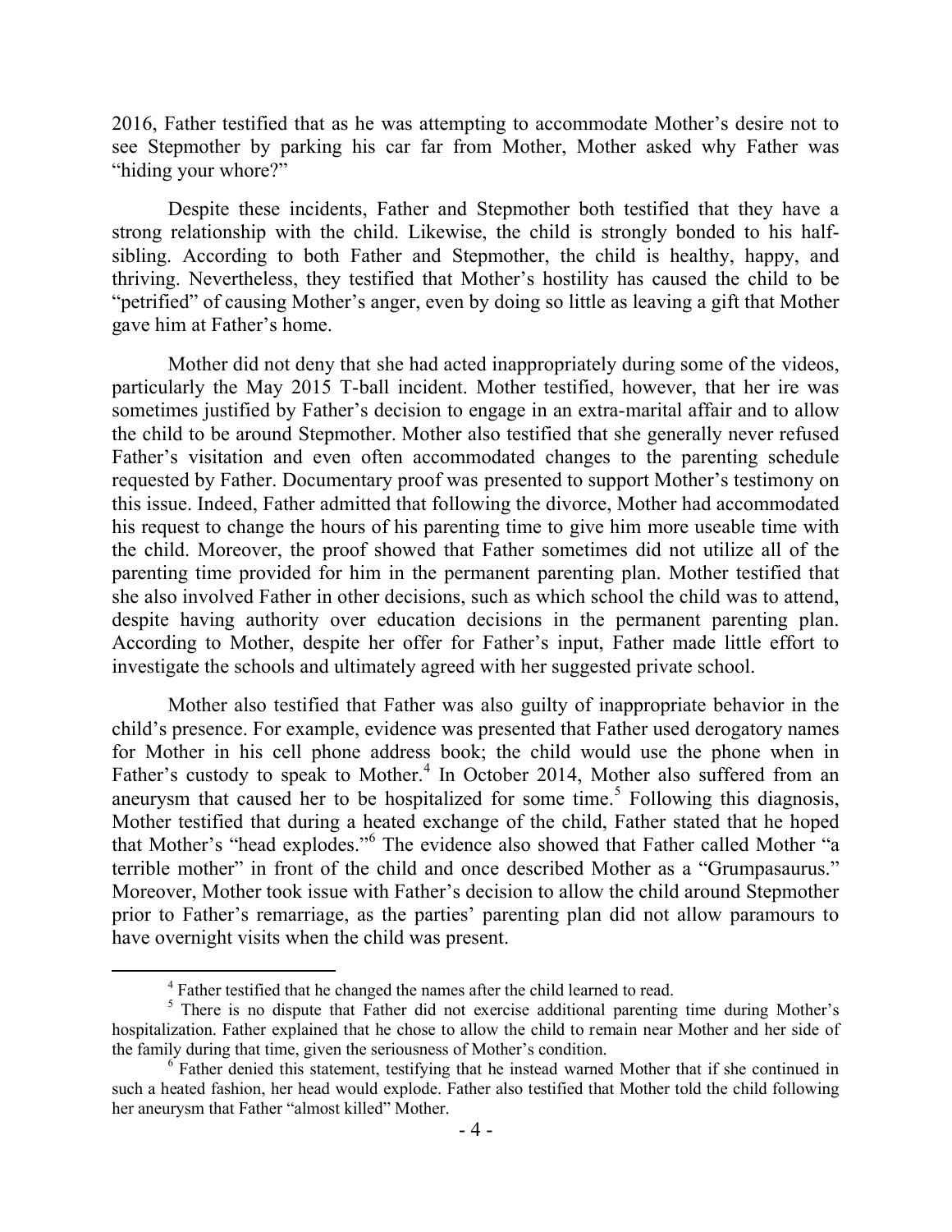2016, Father testified that as he was attempting to accommodate Mother's desire not to see Stepmother by parking his car far from Mother, Mother asked why Father was "hiding your whore?"

Despite these incidents, Father and Stepmother both testified that they have a strong relationship with the child. Likewise, the child is strongly bonded to his half-sibling. According to both Father and Stepmother, the child is healthy, happy, and thriving. Nevertheless, they testified that Mother's hostility has caused the child to be "petrified" of causing Mother's anger, even by doing so little as leaving a gift that Mother gave him at Father's home.

Mother did not deny that she had acted inappropriately during some of the videos, particularly the May 2015 T-ball incident. Mother testified, however, that her ire was sometimes justified by Father's decision to engage in an extra-marital affair and to allow the child to be around Stepmother. Mother also testified that she generally never refused Father's visitation and even often accommodated changes to the parenting schedule requested by Father. Documentary proof was presented to support Mother's testimony on this issue. Indeed, Father admitted that following the divorce, Mother had accommodated his request to change the hours of his parenting time to give him more useable time with the child. Moreover, the proof showed that Father sometimes did not utilize all of the parenting time provided for him in the permanent parenting plan. Mother testified that she also involved Father in other decisions, such as which school the child was to attend, despite having authority over education decisions in the permanent parenting plan. According to Mother, despite her offer for Father's input, Father made little effort to investigate the schools and ultimately agreed with her suggested private school.

Mother also testified that Father was also guilty of inappropriate behavior in the child's presence. For example, evidence was presented that Father used derogatory names for Mother in his cell phone address book; the child would use the phone when in Father's custody to speak to Mother.[4] In October 2014, Mother also suffered from an aneurysm that caused her to be hospitalized for some time.[5] Following this diagnosis, Mother testified that during a heated exchange of the child, Father stated that he hoped that Mother's "head explodes."[6] The evidence also showed that Father called Mother "a terrible mother" in front of the child and once described Mother as a "Grumpasaurus." Moreover, Mother took issue with Father's decision to allow the child around Stepmother prior to Father's remarriage, as the parties' parenting plan did not allow paramours to have overnight visits when the child was present.

---

[4] Father testified that he changed the names after the child learned to read.

[5] There is no dispute that Father did not exercise additional parenting time during Mother's hospitalization. Father explained that he chose to allow the child to remain near Mother and her side of the family during that time, given the seriousness of Mother's condition.

[6] Father denied this statement, testifying that he instead warned Mother that if she continued in such a heated fashion, her head would explode. Father also testified that Mother told the child following her aneurysm that Father "almost killed" Mother.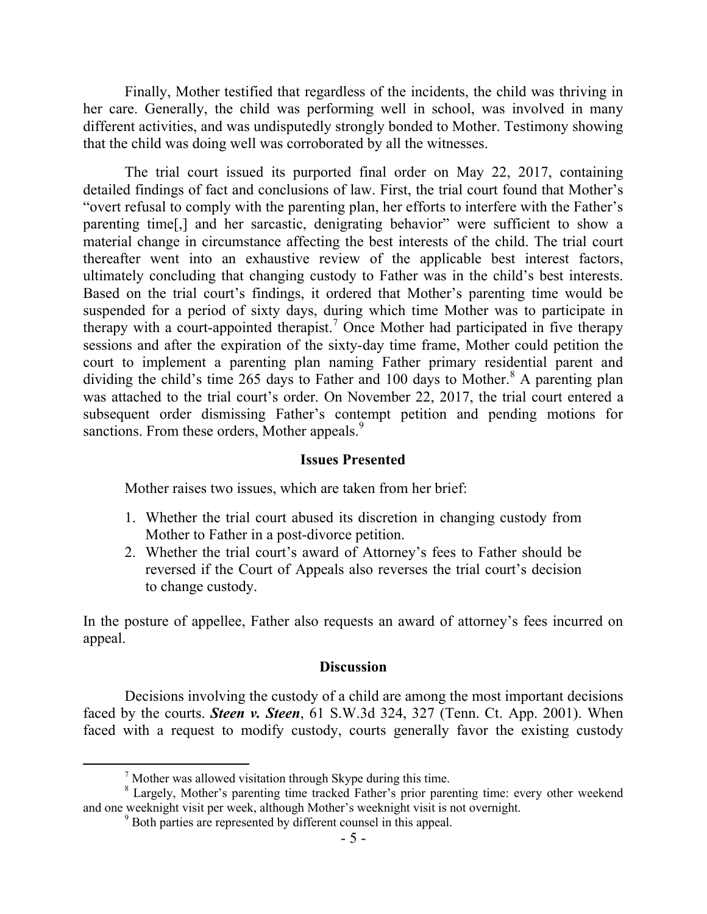Finally, Mother testified that regardless of the incidents, the child was thriving in her care. Generally, the child was performing well in school, was involved in many different activities, and was undisputedly strongly bonded to Mother. Testimony showing that the child was doing well was corroborated by all the witnesses.

The trial court issued its purported final order on May 22, 2017, containing detailed findings of fact and conclusions of law. First, the trial court found that Mother's "overt refusal to comply with the parenting plan, her efforts to interfere with the Father's parenting time[,] and her sarcastic, denigrating behavior" were sufficient to show a material change in circumstance affecting the best interests of the child. The trial court thereafter went into an exhaustive review of the applicable best interest factors, ultimately concluding that changing custody to Father was in the child's best interests. Based on the trial court's findings, it ordered that Mother's parenting time would be suspended for a period of sixty days, during which time Mother was to participate in therapy with a court-appointed therapist.[7] Once Mother had participated in five therapy sessions and after the expiration of the sixty-day time frame, Mother could petition the court to implement a parenting plan naming Father primary residential parent and dividing the child's time 265 days to Father and 100 days to Mother.[8] A parenting plan was attached to the trial court's order. On November 22, 2017, the trial court entered a subsequent order dismissing Father's contempt petition and pending motions for sanctions. From these orders, Mother appeals.[9]

## Issues Presented

Mother raises two issues, which are taken from her brief:

1. Whether the trial court abused its discretion in changing custody from Mother to Father in a post-divorce petition.
2. Whether the trial court's award of Attorney's fees to Father should be reversed if the Court of Appeals also reverses the trial court's decision to change custody.

In the posture of appellee, Father also requests an award of attorney's fees incurred on appeal.

## Discussion

Decisions involving the custody of a child are among the most important decisions faced by the courts. ***Steen v. Steen***, 61 S.W.3d 324, 327 (Tenn. Ct. App. 2001). When faced with a request to modify custody, courts generally favor the existing custody

---

[7] Mother was allowed visitation through Skype during this time.

[8] Largely, Mother's parenting time tracked Father's prior parenting time: every other weekend and one weeknight visit per week, although Mother's weeknight visit is not overnight.

[9] Both parties are represented by different counsel in this appeal.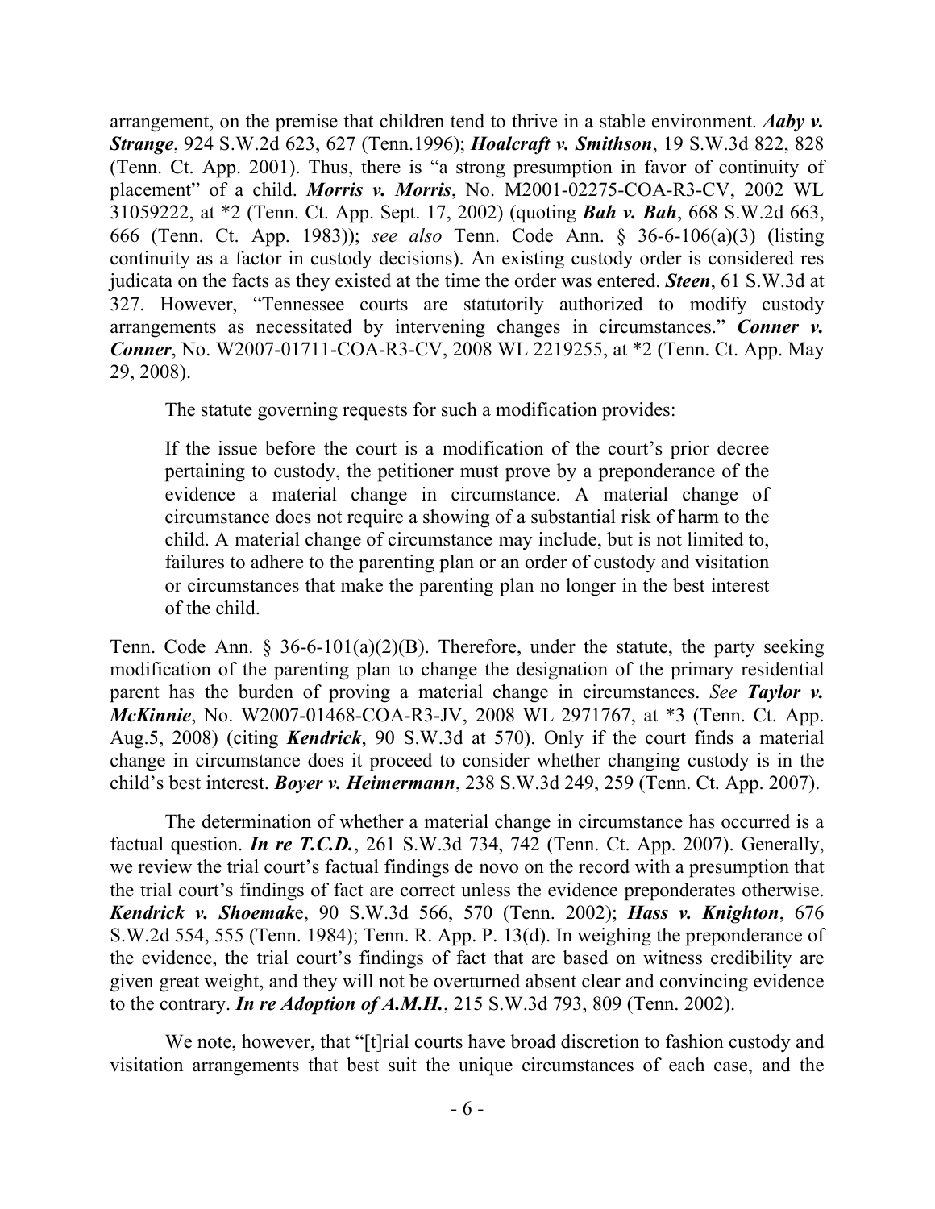arrangement, on the premise that children tend to thrive in a stable environment. ***Aaby v. Strange***, 924 S.W.2d 623, 627 (Tenn.1996); ***Hoalcraft v. Smithson***, 19 S.W.3d 822, 828 (Tenn. Ct. App. 2001). Thus, there is "a strong presumption in favor of continuity of placement" of a child. ***Morris v. Morris***, No. M2001-02275-COA-R3-CV, 2002 WL 31059222, at *2 (Tenn. Ct. App. Sept. 17, 2002) (quoting ***Bah v. Bah***, 668 S.W.2d 663, 666 (Tenn. Ct. App. 1983)); *see also* Tenn. Code Ann. § 36-6-106(a)(3) (listing continuity as a factor in custody decisions). An existing custody order is considered res judicata on the facts as they existed at the time the order was entered. ***Steen***, 61 S.W.3d at 327. However, "Tennessee courts are statutorily authorized to modify custody arrangements as necessitated by intervening changes in circumstances." ***Conner v. Conner***, No. W2007-01711-COA-R3-CV, 2008 WL 2219255, at *2 (Tenn. Ct. App. May 29, 2008).

The statute governing requests for such a modification provides:

> If the issue before the court is a modification of the court's prior decree pertaining to custody, the petitioner must prove by a preponderance of the evidence a material change in circumstance. A material change of circumstance does not require a showing of a substantial risk of harm to the child. A material change of circumstance may include, but is not limited to, failures to adhere to the parenting plan or an order of custody and visitation or circumstances that make the parenting plan no longer in the best interest of the child.

Tenn. Code Ann. § 36-6-101(a)(2)(B). Therefore, under the statute, the party seeking modification of the parenting plan to change the designation of the primary residential parent has the burden of proving a material change in circumstances. *See* ***Taylor v. McKinnie***, No. W2007-01468-COA-R3-JV, 2008 WL 2971767, at *3 (Tenn. Ct. App. Aug.5, 2008) (citing ***Kendrick***, 90 S.W.3d at 570). Only if the court finds a material change in circumstance does it proceed to consider whether changing custody is in the child's best interest. ***Boyer v. Heimermann***, 238 S.W.3d 249, 259 (Tenn. Ct. App. 2007).

The determination of whether a material change in circumstance has occurred is a factual question. ***In re T.C.D.***, 261 S.W.3d 734, 742 (Tenn. Ct. App. 2007). Generally, we review the trial court's factual findings de novo on the record with a presumption that the trial court's findings of fact are correct unless the evidence preponderates otherwise. ***Kendrick v. Shoemake***, 90 S.W.3d 566, 570 (Tenn. 2002); ***Hass v. Knighton***, 676 S.W.2d 554, 555 (Tenn. 1984); Tenn. R. App. P. 13(d). In weighing the preponderance of the evidence, the trial court's findings of fact that are based on witness credibility are given great weight, and they will not be overturned absent clear and convincing evidence to the contrary. ***In re Adoption of A.M.H.***, 215 S.W.3d 793, 809 (Tenn. 2002).

We note, however, that "[t]rial courts have broad discretion to fashion custody and visitation arrangements that best suit the unique circumstances of each case, and the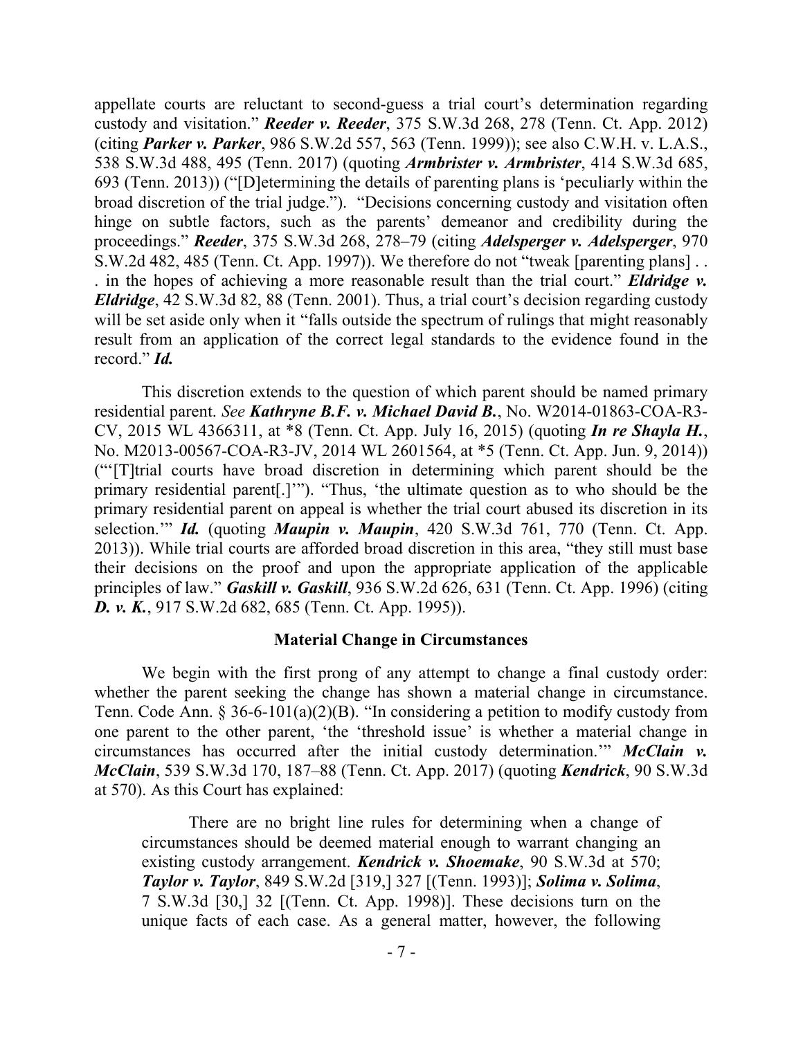appellate courts are reluctant to second-guess a trial court's determination regarding custody and visitation." ***Reeder v. Reeder***, 375 S.W.3d 268, 278 (Tenn. Ct. App. 2012) (citing ***Parker v. Parker***, 986 S.W.2d 557, 563 (Tenn. 1999)); see also C.W.H. v. L.A.S., 538 S.W.3d 488, 495 (Tenn. 2017) (quoting ***Armbrister v. Armbrister***, 414 S.W.3d 685, 693 (Tenn. 2013)) ("[D]etermining the details of parenting plans is 'peculiarly within the broad discretion of the trial judge."). "Decisions concerning custody and visitation often hinge on subtle factors, such as the parents' demeanor and credibility during the proceedings." ***Reeder***, 375 S.W.3d 268, 278–79 (citing ***Adelsperger v. Adelsperger***, 970 S.W.2d 482, 485 (Tenn. Ct. App. 1997)). We therefore do not "tweak [parenting plans] . . . in the hopes of achieving a more reasonable result than the trial court." ***Eldridge v. Eldridge***, 42 S.W.3d 82, 88 (Tenn. 2001). Thus, a trial court's decision regarding custody will be set aside only when it "falls outside the spectrum of rulings that might reasonably result from an application of the correct legal standards to the evidence found in the record." ***Id.***

This discretion extends to the question of which parent should be named primary residential parent. *See* ***Kathryne B.F. v. Michael David B.***, No. W2014-01863-COA-R3-CV, 2015 WL 4366311, at *8 (Tenn. Ct. App. July 16, 2015) (quoting ***In re Shayla H.***, No. M2013-00567-COA-R3-JV, 2014 WL 2601564, at *5 (Tenn. Ct. App. Jun. 9, 2014)) ("'[T]rial courts have broad discretion in determining which parent should be the primary residential parent[.]'"). "Thus, 'the ultimate question as to who should be the primary residential parent on appeal is whether the trial court abused its discretion in its selection.'" ***Id.*** (quoting ***Maupin v. Maupin***, 420 S.W.3d 761, 770 (Tenn. Ct. App. 2013)). While trial courts are afforded broad discretion in this area, "they still must base their decisions on the proof and upon the appropriate application of the applicable principles of law." ***Gaskill v. Gaskill***, 936 S.W.2d 626, 631 (Tenn. Ct. App. 1996) (citing ***D. v. K.***, 917 S.W.2d 682, 685 (Tenn. Ct. App. 1995)).

## Material Change in Circumstances

We begin with the first prong of any attempt to change a final custody order: whether the parent seeking the change has shown a material change in circumstance. Tenn. Code Ann. § 36-6-101(a)(2)(B). "In considering a petition to modify custody from one parent to the other parent, 'the 'threshold issue' is whether a material change in circumstances has occurred after the initial custody determination.'" ***McClain v. McClain***, 539 S.W.3d 170, 187–88 (Tenn. Ct. App. 2017) (quoting ***Kendrick***, 90 S.W.3d at 570). As this Court has explained:

> There are no bright line rules for determining when a change of circumstances should be deemed material enough to warrant changing an existing custody arrangement. ***Kendrick v. Shoemake***, 90 S.W.3d at 570; ***Taylor v. Taylor***, 849 S.W.2d [319,] 327 [(Tenn. 1993)]; ***Solima v. Solima***, 7 S.W.3d [30,] 32 [(Tenn. Ct. App. 1998)]. These decisions turn on the unique facts of each case. As a general matter, however, the following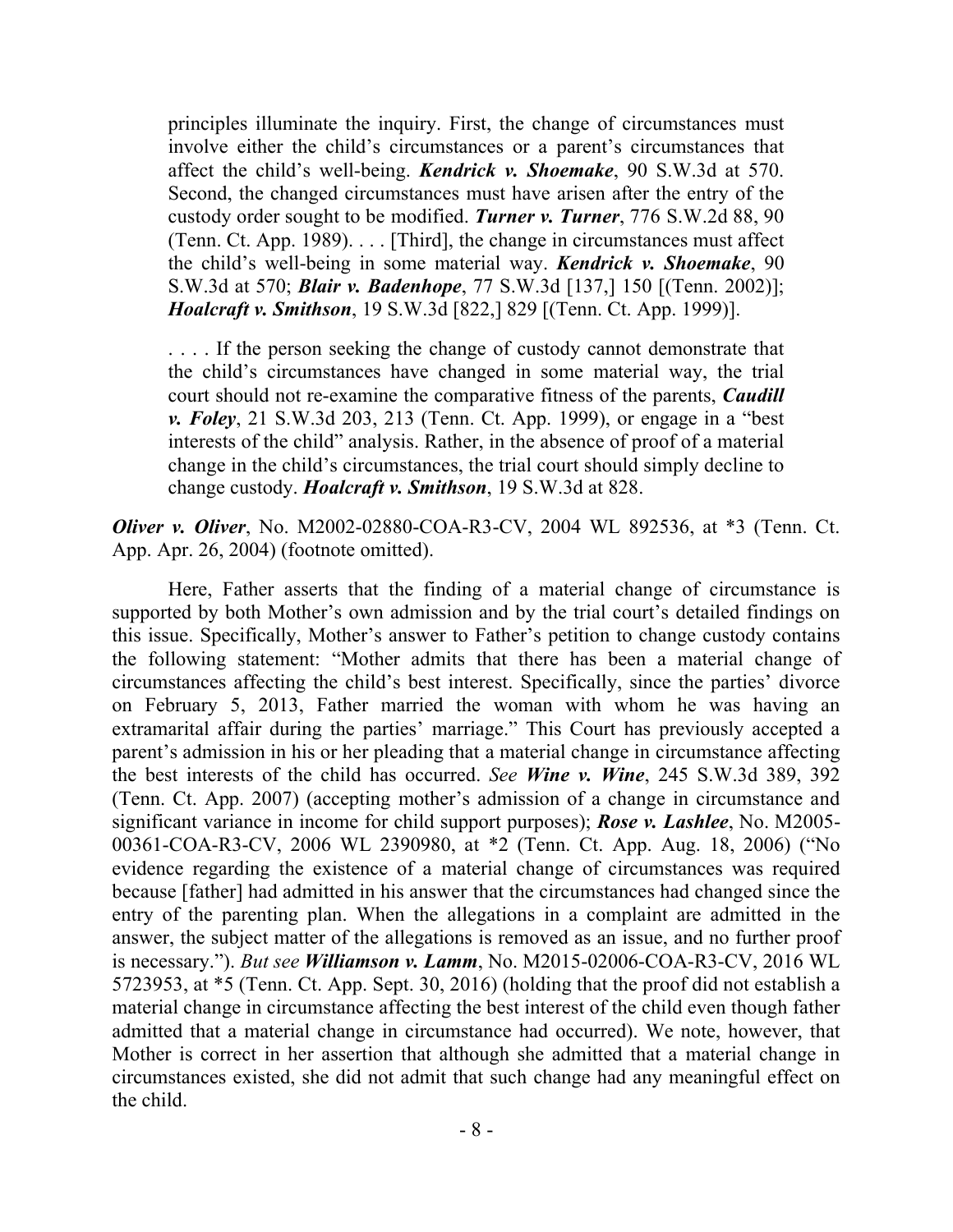> principles illuminate the inquiry. First, the change of circumstances must involve either the child's circumstances or a parent's circumstances that affect the child's well-being. ***Kendrick v. Shoemake***, 90 S.W.3d at 570. Second, the changed circumstances must have arisen after the entry of the custody order sought to be modified. ***Turner v. Turner***, 776 S.W.2d 88, 90 (Tenn. Ct. App. 1989). . . . [Third], the change in circumstances must affect the child's well-being in some material way. ***Kendrick v. Shoemake***, 90 S.W.3d at 570; ***Blair v. Badenhope***, 77 S.W.3d [137,] 150 [(Tenn. 2002)]; ***Hoalcraft v. Smithson***, 19 S.W.3d [822,] 829 [(Tenn. Ct. App. 1999)].
>
> . . . . If the person seeking the change of custody cannot demonstrate that the child's circumstances have changed in some material way, the trial court should not re-examine the comparative fitness of the parents, ***Caudill v. Foley***, 21 S.W.3d 203, 213 (Tenn. Ct. App. 1999), or engage in a "best interests of the child" analysis. Rather, in the absence of proof of a material change in the child's circumstances, the trial court should simply decline to change custody. ***Hoalcraft v. Smithson***, 19 S.W.3d at 828.

***Oliver v. Oliver***, No. M2002-02880-COA-R3-CV, 2004 WL 892536, at *3 (Tenn. Ct. App. Apr. 26, 2004) (footnote omitted).

Here, Father asserts that the finding of a material change of circumstance is supported by both Mother's own admission and by the trial court's detailed findings on this issue. Specifically, Mother's answer to Father's petition to change custody contains the following statement: "Mother admits that there has been a material change of circumstances affecting the child's best interest. Specifically, since the parties' divorce on February 5, 2013, Father married the woman with whom he was having an extramarital affair during the parties' marriage." This Court has previously accepted a parent's admission in his or her pleading that a material change in circumstance affecting the best interests of the child has occurred. *See* ***Wine v. Wine***, 245 S.W.3d 389, 392 (Tenn. Ct. App. 2007) (accepting mother's admission of a change in circumstance and significant variance in income for child support purposes); ***Rose v. Lashlee***, No. M2005-00361-COA-R3-CV, 2006 WL 2390980, at *2 (Tenn. Ct. App. Aug. 18, 2006) ("No evidence regarding the existence of a material change of circumstances was required because [father] had admitted in his answer that the circumstances had changed since the entry of the parenting plan. When the allegations in a complaint are admitted in the answer, the subject matter of the allegations is removed as an issue, and no further proof is necessary."). *But see* ***Williamson v. Lamm***, No. M2015-02006-COA-R3-CV, 2016 WL 5723953, at *5 (Tenn. Ct. App. Sept. 30, 2016) (holding that the proof did not establish a material change in circumstance affecting the best interest of the child even though father admitted that a material change in circumstance had occurred). We note, however, that Mother is correct in her assertion that although she admitted that a material change in circumstances existed, she did not admit that such change had any meaningful effect on the child.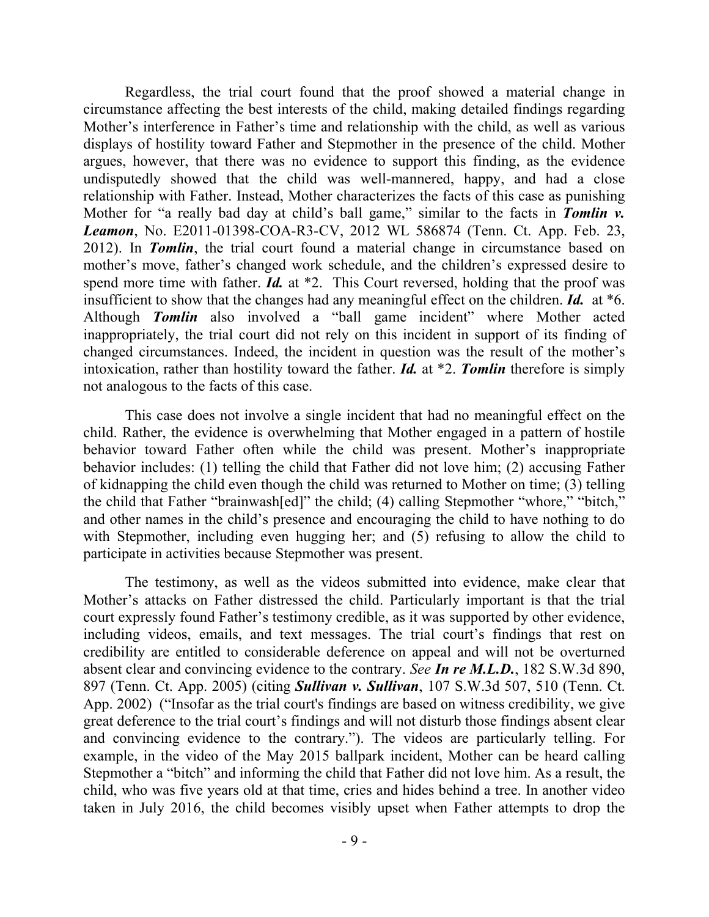Regardless, the trial court found that the proof showed a material change in circumstance affecting the best interests of the child, making detailed findings regarding Mother's interference in Father's time and relationship with the child, as well as various displays of hostility toward Father and Stepmother in the presence of the child. Mother argues, however, that there was no evidence to support this finding, as the evidence undisputedly showed that the child was well-mannered, happy, and had a close relationship with Father. Instead, Mother characterizes the facts of this case as punishing Mother for "a really bad day at child's ball game," similar to the facts in ***Tomlin v. Leamon***, No. E2011-01398-COA-R3-CV, 2012 WL 586874 (Tenn. Ct. App. Feb. 23, 2012). In ***Tomlin***, the trial court found a material change in circumstance based on mother's move, father's changed work schedule, and the children's expressed desire to spend more time with father. ***Id.*** at *2. This Court reversed, holding that the proof was insufficient to show that the changes had any meaningful effect on the children. ***Id.*** at *6. Although ***Tomlin*** also involved a "ball game incident" where Mother acted inappropriately, the trial court did not rely on this incident in support of its finding of changed circumstances. Indeed, the incident in question was the result of the mother's intoxication, rather than hostility toward the father. ***Id.*** at *2. ***Tomlin*** therefore is simply not analogous to the facts of this case.

This case does not involve a single incident that had no meaningful effect on the child. Rather, the evidence is overwhelming that Mother engaged in a pattern of hostile behavior toward Father often while the child was present. Mother's inappropriate behavior includes: (1) telling the child that Father did not love him; (2) accusing Father of kidnapping the child even though the child was returned to Mother on time; (3) telling the child that Father "brainwash[ed]" the child; (4) calling Stepmother "whore," "bitch," and other names in the child's presence and encouraging the child to have nothing to do with Stepmother, including even hugging her; and (5) refusing to allow the child to participate in activities because Stepmother was present.

The testimony, as well as the videos submitted into evidence, make clear that Mother's attacks on Father distressed the child. Particularly important is that the trial court expressly found Father's testimony credible, as it was supported by other evidence, including videos, emails, and text messages. The trial court's findings that rest on credibility are entitled to considerable deference on appeal and will not be overturned absent clear and convincing evidence to the contrary. *See* ***In re M.L.D.***, 182 S.W.3d 890, 897 (Tenn. Ct. App. 2005) (citing ***Sullivan v. Sullivan***, 107 S.W.3d 507, 510 (Tenn. Ct. App. 2002) ("Insofar as the trial court's findings are based on witness credibility, we give great deference to the trial court's findings and will not disturb those findings absent clear and convincing evidence to the contrary."). The videos are particularly telling. For example, in the video of the May 2015 ballpark incident, Mother can be heard calling Stepmother a "bitch" and informing the child that Father did not love him. As a result, the child, who was five years old at that time, cries and hides behind a tree. In another video taken in July 2016, the child becomes visibly upset when Father attempts to drop the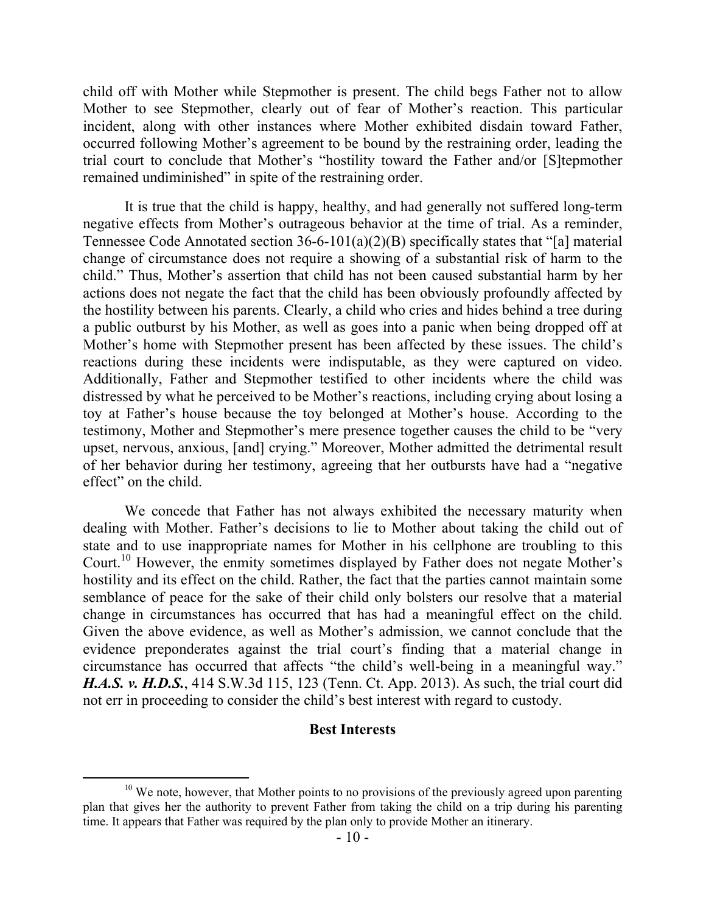child off with Mother while Stepmother is present. The child begs Father not to allow Mother to see Stepmother, clearly out of fear of Mother's reaction. This particular incident, along with other instances where Mother exhibited disdain toward Father, occurred following Mother's agreement to be bound by the restraining order, leading the trial court to conclude that Mother's "hostility toward the Father and/or [S]tepmother remained undiminished" in spite of the restraining order.

It is true that the child is happy, healthy, and had generally not suffered long-term negative effects from Mother's outrageous behavior at the time of trial. As a reminder, Tennessee Code Annotated section 36-6-101(a)(2)(B) specifically states that "[a] material change of circumstance does not require a showing of a substantial risk of harm to the child." Thus, Mother's assertion that child has not been caused substantial harm by her actions does not negate the fact that the child has been obviously profoundly affected by the hostility between his parents. Clearly, a child who cries and hides behind a tree during a public outburst by his Mother, as well as goes into a panic when being dropped off at Mother's home with Stepmother present has been affected by these issues. The child's reactions during these incidents were indisputable, as they were captured on video. Additionally, Father and Stepmother testified to other incidents where the child was distressed by what he perceived to be Mother's reactions, including crying about losing a toy at Father's house because the toy belonged at Mother's house. According to the testimony, Mother and Stepmother's mere presence together causes the child to be "very upset, nervous, anxious, [and] crying." Moreover, Mother admitted the detrimental result of her behavior during her testimony, agreeing that her outbursts have had a "negative effect" on the child.

We concede that Father has not always exhibited the necessary maturity when dealing with Mother. Father's decisions to lie to Mother about taking the child out of state and to use inappropriate names for Mother in his cellphone are troubling to this Court.[10] However, the enmity sometimes displayed by Father does not negate Mother's hostility and its effect on the child. Rather, the fact that the parties cannot maintain some semblance of peace for the sake of their child only bolsters our resolve that a material change in circumstances has occurred that has had a meaningful effect on the child. Given the above evidence, as well as Mother's admission, we cannot conclude that the evidence preponderates against the trial court's finding that a material change in circumstance has occurred that affects "the child's well-being in a meaningful way." ***H.A.S. v. H.D.S.***, 414 S.W.3d 115, 123 (Tenn. Ct. App. 2013). As such, the trial court did not err in proceeding to consider the child's best interest with regard to custody.

**Best Interests**

[10] We note, however, that Mother points to no provisions of the previously agreed upon parenting plan that gives her the authority to prevent Father from taking the child on a trip during his parenting time. It appears that Father was required by the plan only to provide Mother an itinerary.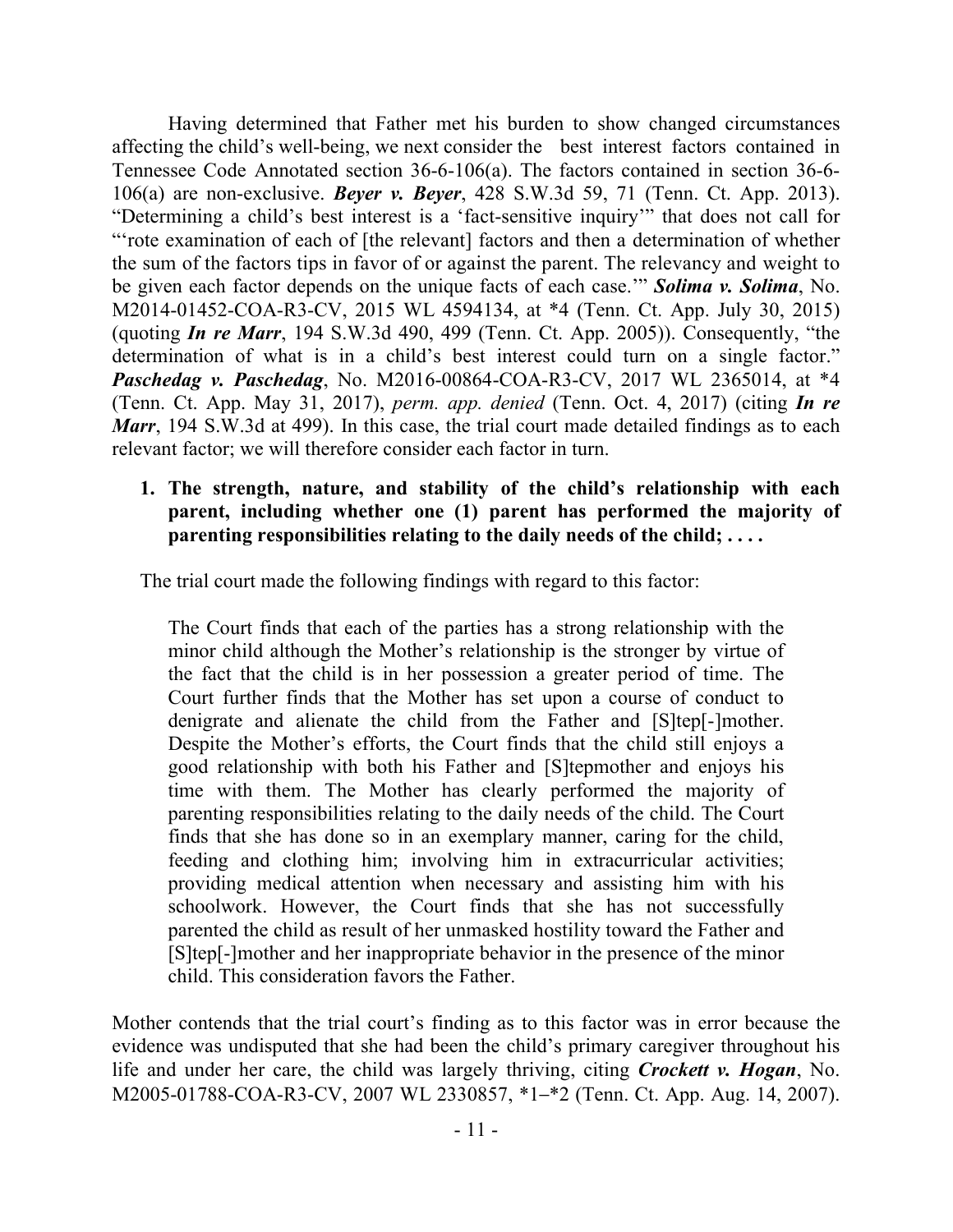Having determined that Father met his burden to show changed circumstances affecting the child's well-being, we next consider the best interest factors contained in Tennessee Code Annotated section 36-6-106(a). The factors contained in section 36-6-106(a) are non-exclusive. ***Beyer v. Beyer***, 428 S.W.3d 59, 71 (Tenn. Ct. App. 2013). "Determining a child's best interest is a 'fact-sensitive inquiry'" that does not call for "'rote examination of each of [the relevant] factors and then a determination of whether the sum of the factors tips in favor of or against the parent. The relevancy and weight to be given each factor depends on the unique facts of each case.'" ***Solima v. Solima***, No. M2014-01452-COA-R3-CV, 2015 WL 4594134, at *4 (Tenn. Ct. App. July 30, 2015) (quoting ***In re Marr***, 194 S.W.3d 490, 499 (Tenn. Ct. App. 2005)). Consequently, "the determination of what is in a child's best interest could turn on a single factor." ***Paschedag v. Paschedag***, No. M2016-00864-COA-R3-CV, 2017 WL 2365014, at *4 (Tenn. Ct. App. May 31, 2017), *perm. app. denied* (Tenn. Oct. 4, 2017) (citing ***In re Marr***, 194 S.W.3d at 499). In this case, the trial court made detailed findings as to each relevant factor; we will therefore consider each factor in turn.

1. **The strength, nature, and stability of the child's relationship with each parent, including whether one (1) parent has performed the majority of parenting responsibilities relating to the daily needs of the child; . . . .**

The trial court made the following findings with regard to this factor:

> The Court finds that each of the parties has a strong relationship with the minor child although the Mother's relationship is the stronger by virtue of the fact that the child is in her possession a greater period of time. The Court further finds that the Mother has set upon a course of conduct to denigrate and alienate the child from the Father and [S]tep[-]mother. Despite the Mother's efforts, the Court finds that the child still enjoys a good relationship with both his Father and [S]tepmother and enjoys his time with them. The Mother has clearly performed the majority of parenting responsibilities relating to the daily needs of the child. The Court finds that she has done so in an exemplary manner, caring for the child, feeding and clothing him; involving him in extracurricular activities; providing medical attention when necessary and assisting him with his schoolwork. However, the Court finds that she has not successfully parented the child as result of her unmasked hostility toward the Father and [S]tep[-]mother and her inappropriate behavior in the presence of the minor child. This consideration favors the Father.

Mother contends that the trial court's finding as to this factor was in error because the evidence was undisputed that she had been the child's primary caregiver throughout his life and under her care, the child was largely thriving, citing ***Crockett v. Hogan***, No. M2005-01788-COA-R3-CV, 2007 WL 2330857, *1–*2 (Tenn. Ct. App. Aug. 14, 2007).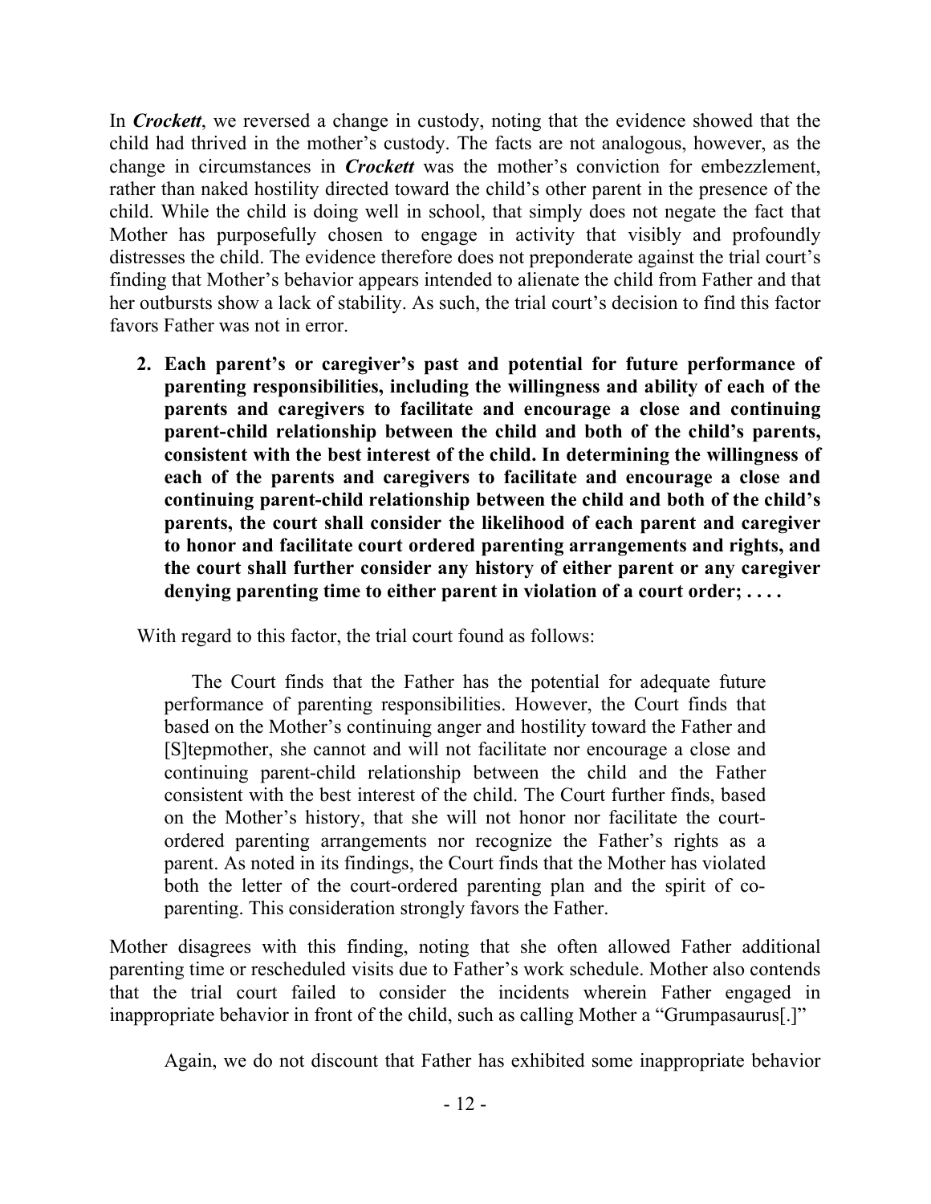In ***Crockett***, we reversed a change in custody, noting that the evidence showed that the child had thrived in the mother's custody. The facts are not analogous, however, as the change in circumstances in ***Crockett*** was the mother's conviction for embezzlement, rather than naked hostility directed toward the child's other parent in the presence of the child. While the child is doing well in school, that simply does not negate the fact that Mother has purposefully chosen to engage in activity that visibly and profoundly distresses the child. The evidence therefore does not preponderate against the trial court's finding that Mother's behavior appears intended to alienate the child from Father and that her outbursts show a lack of stability. As such, the trial court's decision to find this factor favors Father was not in error.

2. **Each parent's or caregiver's past and potential for future performance of parenting responsibilities, including the willingness and ability of each of the parents and caregivers to facilitate and encourage a close and continuing parent-child relationship between the child and both of the child's parents, consistent with the best interest of the child. In determining the willingness of each of the parents and caregivers to facilitate and encourage a close and continuing parent-child relationship between the child and both of the child's parents, the court shall consider the likelihood of each parent and caregiver to honor and facilitate court ordered parenting arrangements and rights, and the court shall further consider any history of either parent or any caregiver denying parenting time to either parent in violation of a court order; . . . .**

With regard to this factor, the trial court found as follows:

> The Court finds that the Father has the potential for adequate future performance of parenting responsibilities. However, the Court finds that based on the Mother's continuing anger and hostility toward the Father and [S]tepmother, she cannot and will not facilitate nor encourage a close and continuing parent-child relationship between the child and the Father consistent with the best interest of the child. The Court further finds, based on the Mother's history, that she will not honor nor facilitate the court-ordered parenting arrangements nor recognize the Father's rights as a parent. As noted in its findings, the Court finds that the Mother has violated both the letter of the court-ordered parenting plan and the spirit of co-parenting. This consideration strongly favors the Father.

Mother disagrees with this finding, noting that she often allowed Father additional parenting time or rescheduled visits due to Father's work schedule. Mother also contends that the trial court failed to consider the incidents wherein Father engaged in inappropriate behavior in front of the child, such as calling Mother a "Grumpasaurus[.]"

Again, we do not discount that Father has exhibited some inappropriate behavior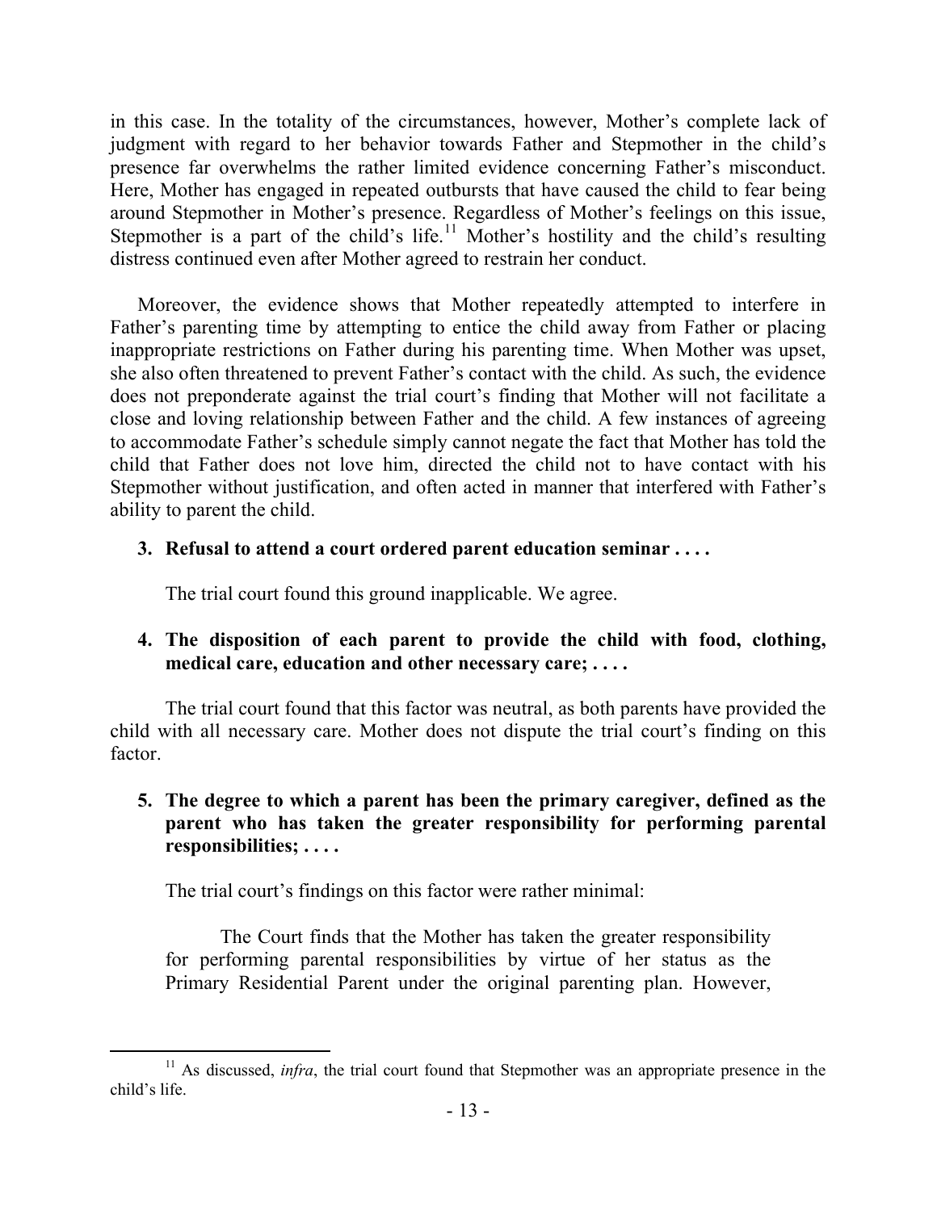in this case. In the totality of the circumstances, however, Mother's complete lack of judgment with regard to her behavior towards Father and Stepmother in the child's presence far overwhelms the rather limited evidence concerning Father's misconduct. Here, Mother has engaged in repeated outbursts that have caused the child to fear being around Stepmother in Mother's presence. Regardless of Mother's feelings on this issue, Stepmother is a part of the child's life.[11] Mother's hostility and the child's resulting distress continued even after Mother agreed to restrain her conduct.

Moreover, the evidence shows that Mother repeatedly attempted to interfere in Father's parenting time by attempting to entice the child away from Father or placing inappropriate restrictions on Father during his parenting time. When Mother was upset, she also often threatened to prevent Father's contact with the child. As such, the evidence does not preponderate against the trial court's finding that Mother will not facilitate a close and loving relationship between Father and the child. A few instances of agreeing to accommodate Father's schedule simply cannot negate the fact that Mother has told the child that Father does not love him, directed the child not to have contact with his Stepmother without justification, and often acted in manner that interfered with Father's ability to parent the child.

**3. Refusal to attend a court ordered parent education seminar . . . .**

The trial court found this ground inapplicable. We agree.

**4. The disposition of each parent to provide the child with food, clothing, medical care, education and other necessary care; . . . .**

The trial court found that this factor was neutral, as both parents have provided the child with all necessary care. Mother does not dispute the trial court's finding on this factor.

**5. The degree to which a parent has been the primary caregiver, defined as the parent who has taken the greater responsibility for performing parental responsibilities; . . . .**

The trial court's findings on this factor were rather minimal:

> The Court finds that the Mother has taken the greater responsibility for performing parental responsibilities by virtue of her status as the Primary Residential Parent under the original parenting plan. However,

---

[11] As discussed, *infra*, the trial court found that Stepmother was an appropriate presence in the child's life.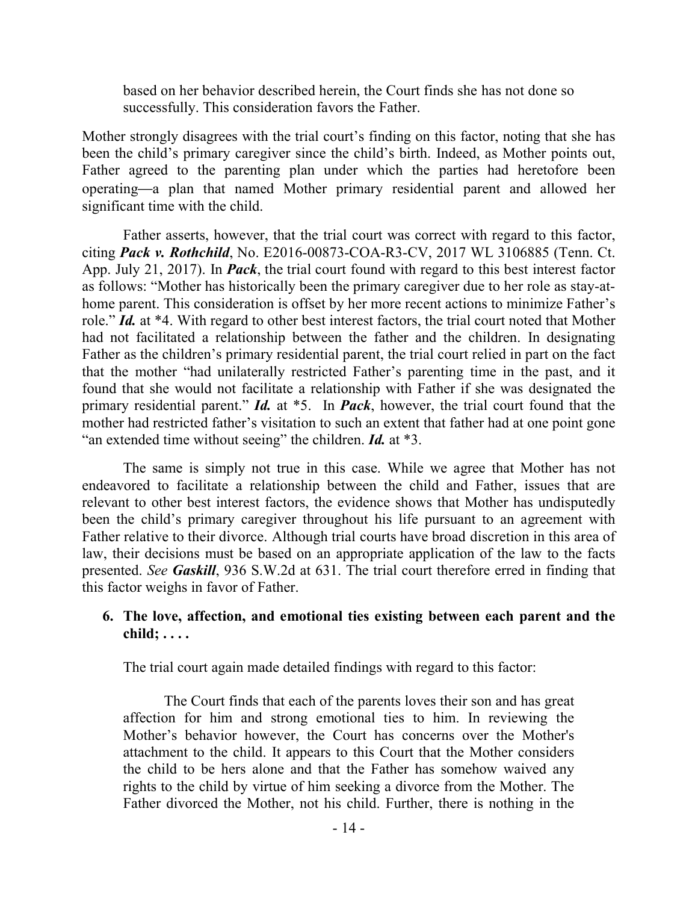based on her behavior described herein, the Court finds she has not done so successfully. This consideration favors the Father.

Mother strongly disagrees with the trial court's finding on this factor, noting that she has been the child's primary caregiver since the child's birth. Indeed, as Mother points out, Father agreed to the parenting plan under which the parties had heretofore been operating—a plan that named Mother primary residential parent and allowed her significant time with the child.

Father asserts, however, that the trial court was correct with regard to this factor, citing ***Pack v. Rothchild***, No. E2016-00873-COA-R3-CV, 2017 WL 3106885 (Tenn. Ct. App. July 21, 2017). In ***Pack***, the trial court found with regard to this best interest factor as follows: "Mother has historically been the primary caregiver due to her role as stay-at-home parent. This consideration is offset by her more recent actions to minimize Father's role." ***Id.*** at *4. With regard to other best interest factors, the trial court noted that Mother had not facilitated a relationship between the father and the children. In designating Father as the children's primary residential parent, the trial court relied in part on the fact that the mother "had unilaterally restricted Father's parenting time in the past, and it found that she would not facilitate a relationship with Father if she was designated the primary residential parent." ***Id.*** at *5. In ***Pack***, however, the trial court found that the mother had restricted father's visitation to such an extent that father had at one point gone "an extended time without seeing" the children. ***Id.*** at *3.

The same is simply not true in this case. While we agree that Mother has not endeavored to facilitate a relationship between the child and Father, issues that are relevant to other best interest factors, the evidence shows that Mother has undisputedly been the child's primary caregiver throughout his life pursuant to an agreement with Father relative to their divorce. Although trial courts have broad discretion in this area of law, their decisions must be based on an appropriate application of the law to the facts presented. *See* ***Gaskill***, 936 S.W.2d at 631. The trial court therefore erred in finding that this factor weighs in favor of Father.

**6. The love, affection, and emotional ties existing between each parent and the child; . . . .**

The trial court again made detailed findings with regard to this factor:

> The Court finds that each of the parents loves their son and has great affection for him and strong emotional ties to him. In reviewing the Mother's behavior however, the Court has concerns over the Mother's attachment to the child. It appears to this Court that the Mother considers the child to be hers alone and that the Father has somehow waived any rights to the child by virtue of him seeking a divorce from the Mother. The Father divorced the Mother, not his child. Further, there is nothing in the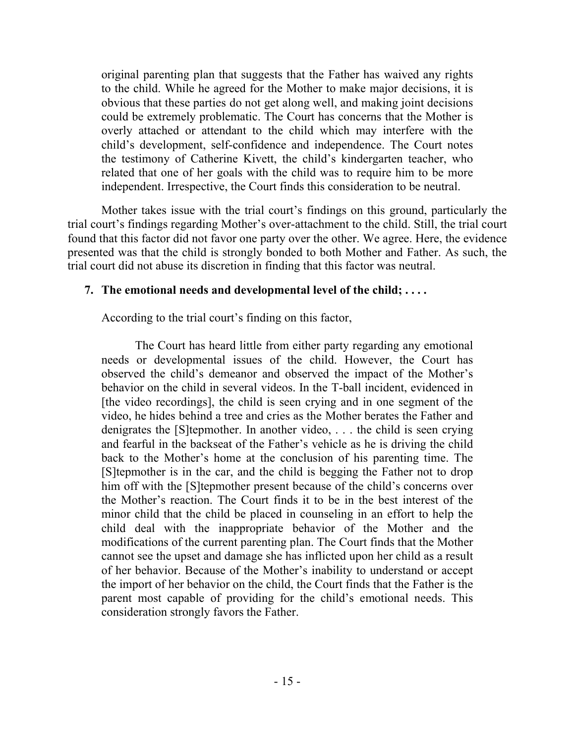> original parenting plan that suggests that the Father has waived any rights to the child. While he agreed for the Mother to make major decisions, it is obvious that these parties do not get along well, and making joint decisions could be extremely problematic. The Court has concerns that the Mother is overly attached or attendant to the child which may interfere with the child's development, self-confidence and independence. The Court notes the testimony of Catherine Kivett, the child's kindergarten teacher, who related that one of her goals with the child was to require him to be more independent. Irrespective, the Court finds this consideration to be neutral.

Mother takes issue with the trial court's findings on this ground, particularly the trial court's findings regarding Mother's over-attachment to the child. Still, the trial court found that this factor did not favor one party over the other. We agree. Here, the evidence presented was that the child is strongly bonded to both Mother and Father. As such, the trial court did not abuse its discretion in finding that this factor was neutral.

**7. The emotional needs and developmental level of the child; . . . .**

According to the trial court's finding on this factor,

> The Court has heard little from either party regarding any emotional needs or developmental issues of the child. However, the Court has observed the child's demeanor and observed the impact of the Mother's behavior on the child in several videos. In the T-ball incident, evidenced in [the video recordings], the child is seen crying and in one segment of the video, he hides behind a tree and cries as the Mother berates the Father and denigrates the [S]tepmother. In another video, . . . the child is seen crying and fearful in the backseat of the Father's vehicle as he is driving the child back to the Mother's home at the conclusion of his parenting time. The [S]tepmother is in the car, and the child is begging the Father not to drop him off with the [S]tepmother present because of the child's concerns over the Mother's reaction. The Court finds it to be in the best interest of the minor child that the child be placed in counseling in an effort to help the child deal with the inappropriate behavior of the Mother and the modifications of the current parenting plan. The Court finds that the Mother cannot see the upset and damage she has inflicted upon her child as a result of her behavior. Because of the Mother's inability to understand or accept the import of her behavior on the child, the Court finds that the Father is the parent most capable of providing for the child's emotional needs. This consideration strongly favors the Father.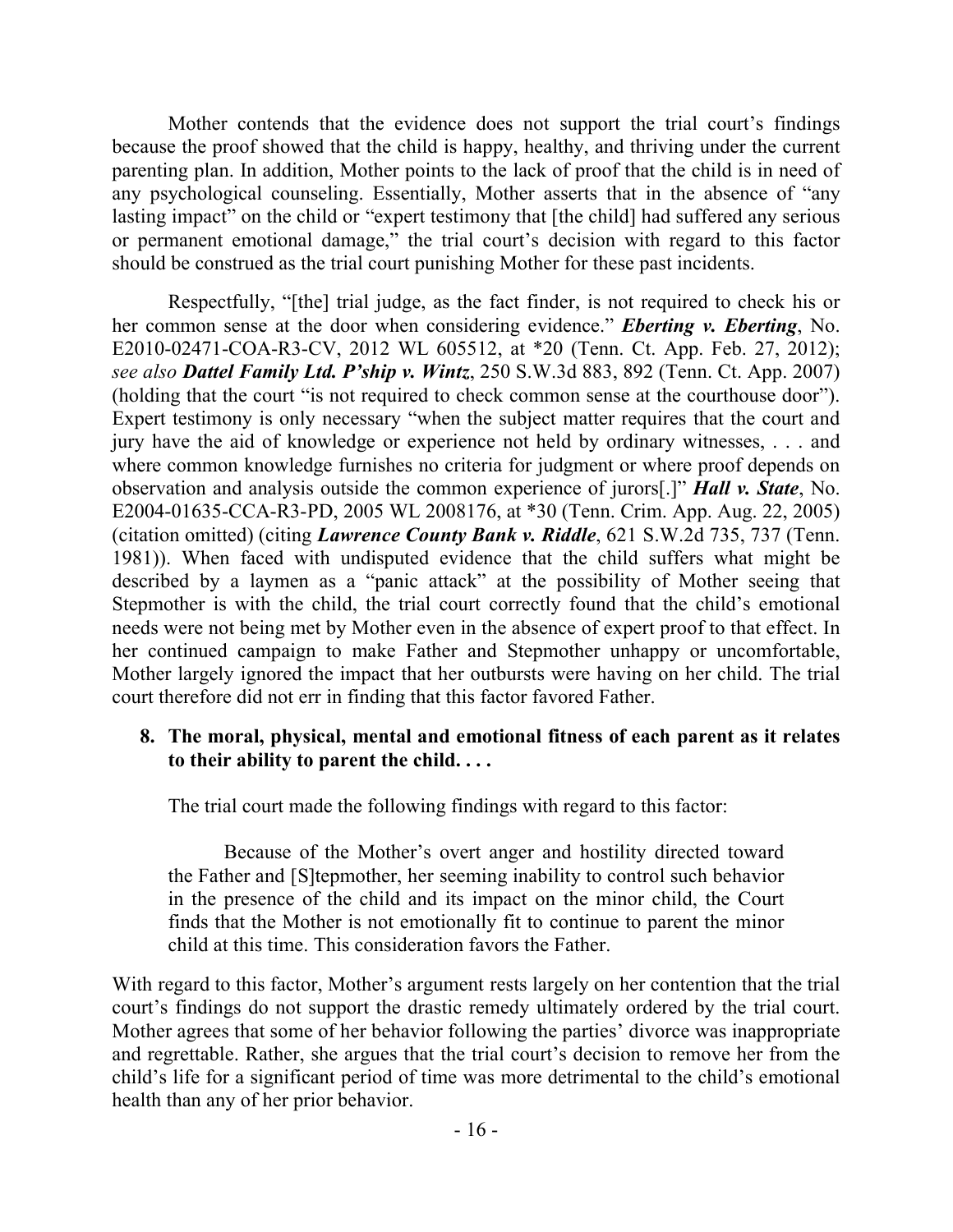Mother contends that the evidence does not support the trial court's findings because the proof showed that the child is happy, healthy, and thriving under the current parenting plan. In addition, Mother points to the lack of proof that the child is in need of any psychological counseling. Essentially, Mother asserts that in the absence of "any lasting impact" on the child or "expert testimony that [the child] had suffered any serious or permanent emotional damage," the trial court's decision with regard to this factor should be construed as the trial court punishing Mother for these past incidents.

Respectfully, "[the] trial judge, as the fact finder, is not required to check his or her common sense at the door when considering evidence." ***Eberting v. Eberting***, No. E2010-02471-COA-R3-CV, 2012 WL 605512, at *20 (Tenn. Ct. App. Feb. 27, 2012); *see also* ***Dattel Family Ltd. P'ship v. Wintz***, 250 S.W.3d 883, 892 (Tenn. Ct. App. 2007) (holding that the court "is not required to check common sense at the courthouse door"). Expert testimony is only necessary "when the subject matter requires that the court and jury have the aid of knowledge or experience not held by ordinary witnesses, . . . and where common knowledge furnishes no criteria for judgment or where proof depends on observation and analysis outside the common experience of jurors[.]" ***Hall v. State***, No. E2004-01635-CCA-R3-PD, 2005 WL 2008176, at *30 (Tenn. Crim. App. Aug. 22, 2005) (citation omitted) (citing ***Lawrence County Bank v. Riddle***, 621 S.W.2d 735, 737 (Tenn. 1981)). When faced with undisputed evidence that the child suffers what might be described by a laymen as a "panic attack" at the possibility of Mother seeing that Stepmother is with the child, the trial court correctly found that the child's emotional needs were not being met by Mother even in the absence of expert proof to that effect. In her continued campaign to make Father and Stepmother unhappy or uncomfortable, Mother largely ignored the impact that her outbursts were having on her child. The trial court therefore did not err in finding that this factor favored Father.

**8. The moral, physical, mental and emotional fitness of each parent as it relates to their ability to parent the child. . . .**

The trial court made the following findings with regard to this factor:

> Because of the Mother's overt anger and hostility directed toward the Father and [S]tepmother, her seeming inability to control such behavior in the presence of the child and its impact on the minor child, the Court finds that the Mother is not emotionally fit to continue to parent the minor child at this time. This consideration favors the Father.

With regard to this factor, Mother's argument rests largely on her contention that the trial court's findings do not support the drastic remedy ultimately ordered by the trial court. Mother agrees that some of her behavior following the parties' divorce was inappropriate and regrettable. Rather, she argues that the trial court's decision to remove her from the child's life for a significant period of time was more detrimental to the child's emotional health than any of her prior behavior.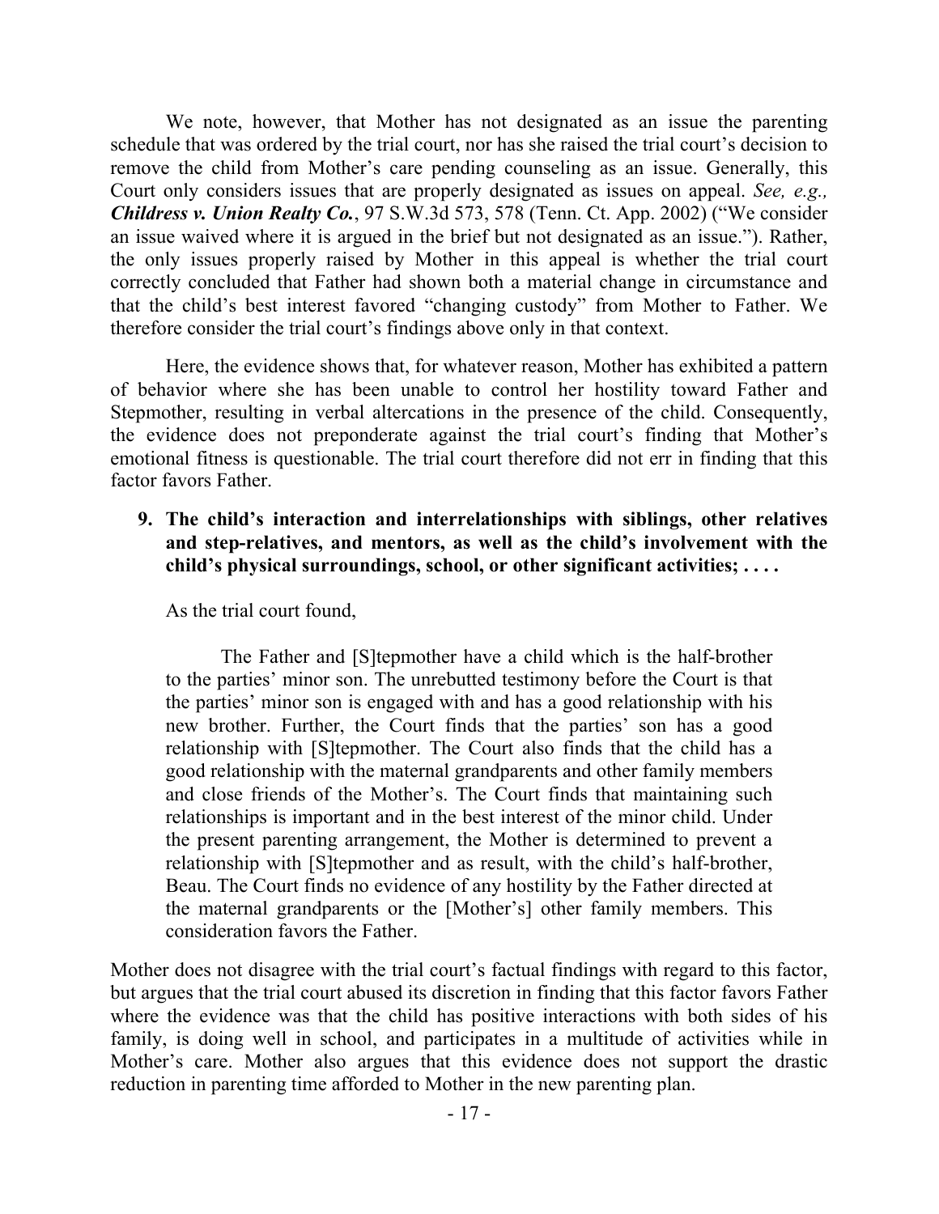We note, however, that Mother has not designated as an issue the parenting schedule that was ordered by the trial court, nor has she raised the trial court's decision to remove the child from Mother's care pending counseling as an issue. Generally, this Court only considers issues that are properly designated as issues on appeal. *See, e.g.,* ***Childress v. Union Realty Co.***, 97 S.W.3d 573, 578 (Tenn. Ct. App. 2002) ("We consider an issue waived where it is argued in the brief but not designated as an issue."). Rather, the only issues properly raised by Mother in this appeal is whether the trial court correctly concluded that Father had shown both a material change in circumstance and that the child's best interest favored "changing custody" from Mother to Father. We therefore consider the trial court's findings above only in that context.

Here, the evidence shows that, for whatever reason, Mother has exhibited a pattern of behavior where she has been unable to control her hostility toward Father and Stepmother, resulting in verbal altercations in the presence of the child. Consequently, the evidence does not preponderate against the trial court's finding that Mother's emotional fitness is questionable. The trial court therefore did not err in finding that this factor favors Father.

**9. The child's interaction and interrelationships with siblings, other relatives and step-relatives, and mentors, as well as the child's involvement with the child's physical surroundings, school, or other significant activities; . . . .**

As the trial court found,

> The Father and [S]tepmother have a child which is the half-brother to the parties' minor son. The unrebutted testimony before the Court is that the parties' minor son is engaged with and has a good relationship with his new brother. Further, the Court finds that the parties' son has a good relationship with [S]tepmother. The Court also finds that the child has a good relationship with the maternal grandparents and other family members and close friends of the Mother's. The Court finds that maintaining such relationships is important and in the best interest of the minor child. Under the present parenting arrangement, the Mother is determined to prevent a relationship with [S]tepmother and as result, with the child's half-brother, Beau. The Court finds no evidence of any hostility by the Father directed at the maternal grandparents or the [Mother's] other family members. This consideration favors the Father.

Mother does not disagree with the trial court's factual findings with regard to this factor, but argues that the trial court abused its discretion in finding that this factor favors Father where the evidence was that the child has positive interactions with both sides of his family, is doing well in school, and participates in a multitude of activities while in Mother's care. Mother also argues that this evidence does not support the drastic reduction in parenting time afforded to Mother in the new parenting plan.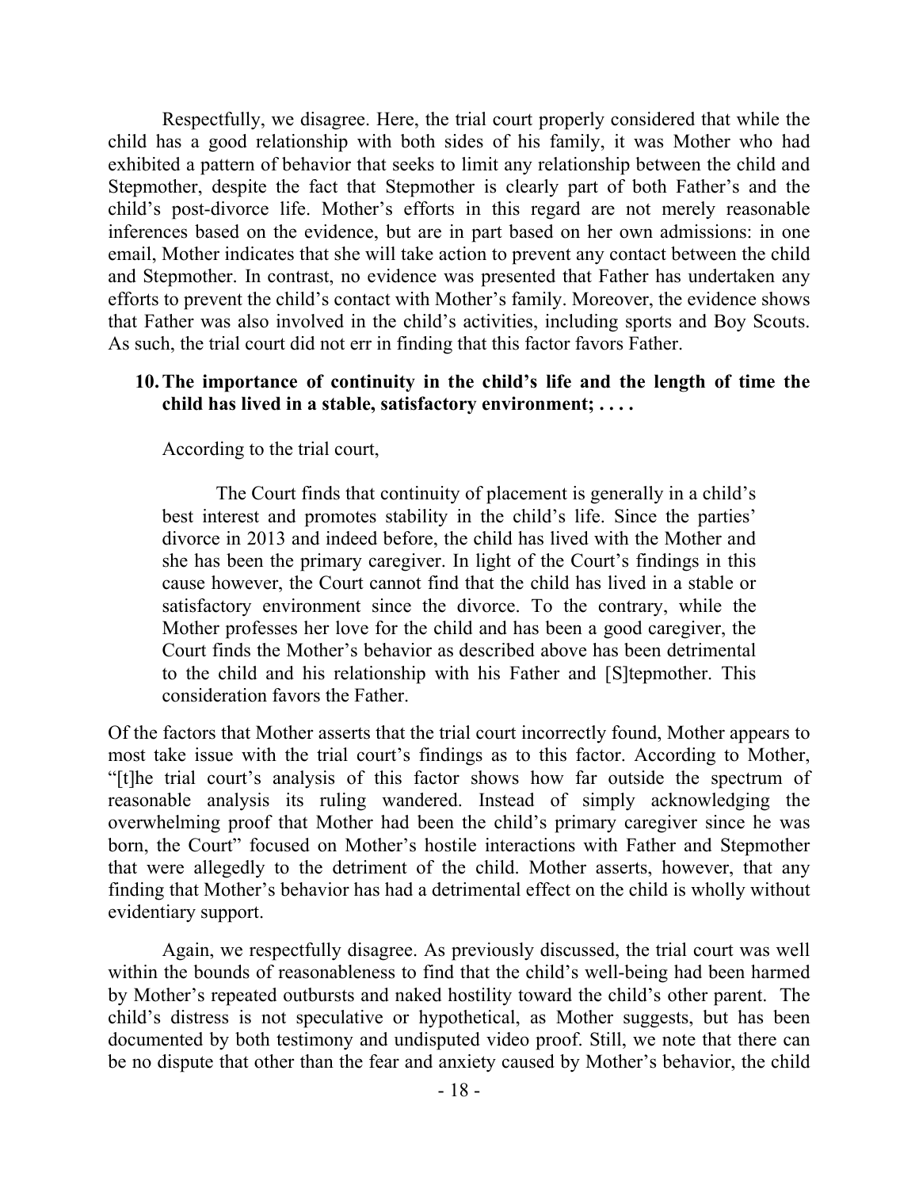Respectfully, we disagree. Here, the trial court properly considered that while the child has a good relationship with both sides of his family, it was Mother who had exhibited a pattern of behavior that seeks to limit any relationship between the child and Stepmother, despite the fact that Stepmother is clearly part of both Father's and the child's post-divorce life. Mother's efforts in this regard are not merely reasonable inferences based on the evidence, but are in part based on her own admissions: in one email, Mother indicates that she will take action to prevent any contact between the child and Stepmother. In contrast, no evidence was presented that Father has undertaken any efforts to prevent the child's contact with Mother's family. Moreover, the evidence shows that Father was also involved in the child's activities, including sports and Boy Scouts. As such, the trial court did not err in finding that this factor favors Father.

**10. The importance of continuity in the child's life and the length of time the child has lived in a stable, satisfactory environment; . . . .**

According to the trial court,

> The Court finds that continuity of placement is generally in a child's best interest and promotes stability in the child's life. Since the parties' divorce in 2013 and indeed before, the child has lived with the Mother and she has been the primary caregiver. In light of the Court's findings in this cause however, the Court cannot find that the child has lived in a stable or satisfactory environment since the divorce. To the contrary, while the Mother professes her love for the child and has been a good caregiver, the Court finds the Mother's behavior as described above has been detrimental to the child and his relationship with his Father and [S]tepmother. This consideration favors the Father.

Of the factors that Mother asserts that the trial court incorrectly found, Mother appears to most take issue with the trial court's findings as to this factor. According to Mother, "[t]he trial court's analysis of this factor shows how far outside the spectrum of reasonable analysis its ruling wandered. Instead of simply acknowledging the overwhelming proof that Mother had been the child's primary caregiver since he was born, the Court" focused on Mother's hostile interactions with Father and Stepmother that were allegedly to the detriment of the child. Mother asserts, however, that any finding that Mother's behavior has had a detrimental effect on the child is wholly without evidentiary support.

Again, we respectfully disagree. As previously discussed, the trial court was well within the bounds of reasonableness to find that the child's well-being had been harmed by Mother's repeated outbursts and naked hostility toward the child's other parent. The child's distress is not speculative or hypothetical, as Mother suggests, but has been documented by both testimony and undisputed video proof. Still, we note that there can be no dispute that other than the fear and anxiety caused by Mother's behavior, the child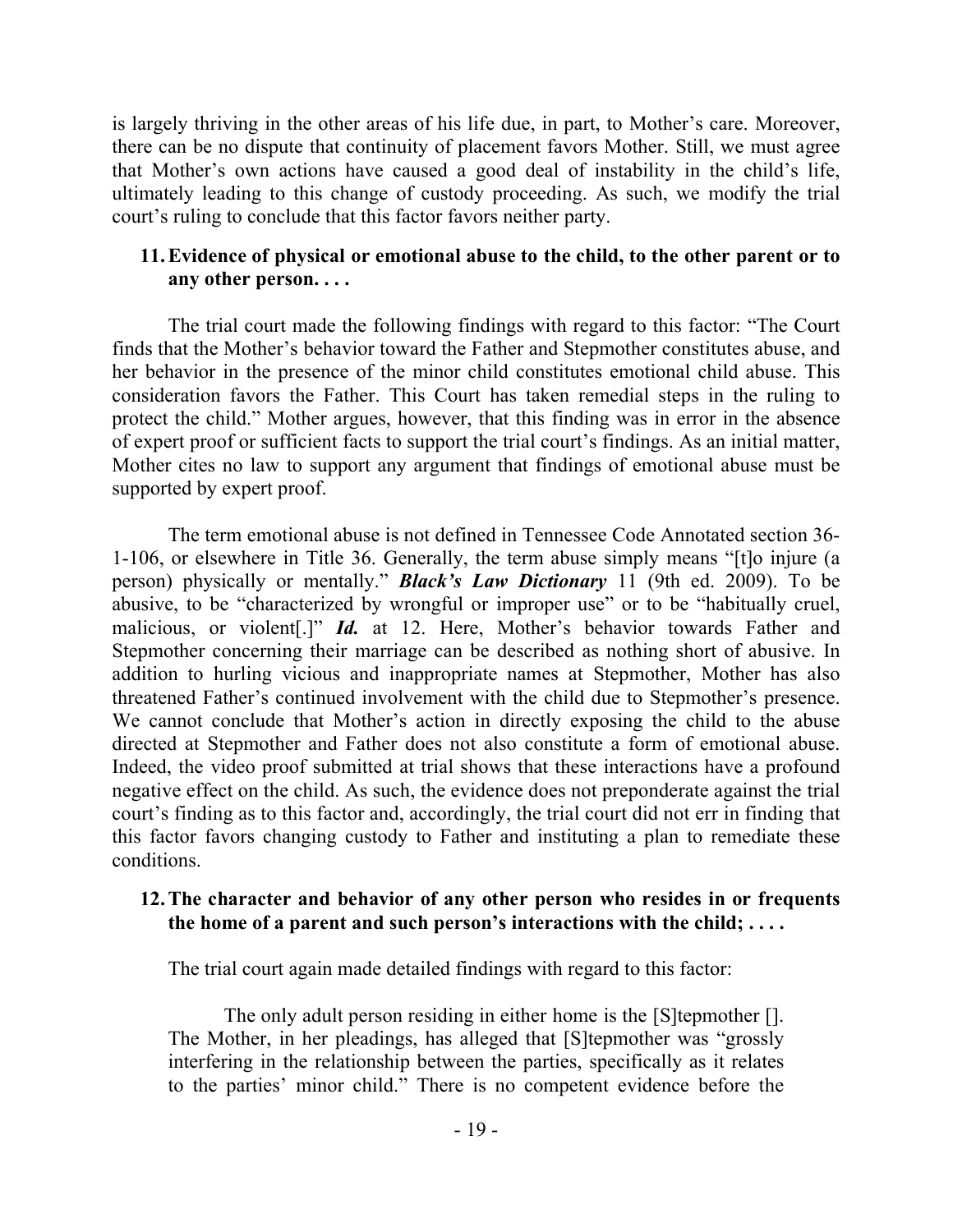is largely thriving in the other areas of his life due, in part, to Mother's care. Moreover, there can be no dispute that continuity of placement favors Mother. Still, we must agree that Mother's own actions have caused a good deal of instability in the child's life, ultimately leading to this change of custody proceeding. As such, we modify the trial court's ruling to conclude that this factor favors neither party.

11. **Evidence of physical or emotional abuse to the child, to the other parent or to any other person. . . .**

The trial court made the following findings with regard to this factor: "The Court finds that the Mother's behavior toward the Father and Stepmother constitutes abuse, and her behavior in the presence of the minor child constitutes emotional child abuse. This consideration favors the Father. This Court has taken remedial steps in the ruling to protect the child." Mother argues, however, that this finding was in error in the absence of expert proof or sufficient facts to support the trial court's findings. As an initial matter, Mother cites no law to support any argument that findings of emotional abuse must be supported by expert proof.

The term emotional abuse is not defined in Tennessee Code Annotated section 36-1-106, or elsewhere in Title 36. Generally, the term abuse simply means "[t]o injure (a person) physically or mentally." ***Black's Law Dictionary*** 11 (9th ed. 2009). To be abusive, to be "characterized by wrongful or improper use" or to be "habitually cruel, malicious, or violent[.]" ***Id.*** at 12. Here, Mother's behavior towards Father and Stepmother concerning their marriage can be described as nothing short of abusive. In addition to hurling vicious and inappropriate names at Stepmother, Mother has also threatened Father's continued involvement with the child due to Stepmother's presence. We cannot conclude that Mother's action in directly exposing the child to the abuse directed at Stepmother and Father does not also constitute a form of emotional abuse. Indeed, the video proof submitted at trial shows that these interactions have a profound negative effect on the child. As such, the evidence does not preponderate against the trial court's finding as to this factor and, accordingly, the trial court did not err in finding that this factor favors changing custody to Father and instituting a plan to remediate these conditions.

12. **The character and behavior of any other person who resides in or frequents the home of a parent and such person's interactions with the child; . . . .**

The trial court again made detailed findings with regard to this factor:

> The only adult person residing in either home is the [S]tepmother []. The Mother, in her pleadings, has alleged that [S]tepmother was "grossly interfering in the relationship between the parties, specifically as it relates to the parties' minor child." There is no competent evidence before the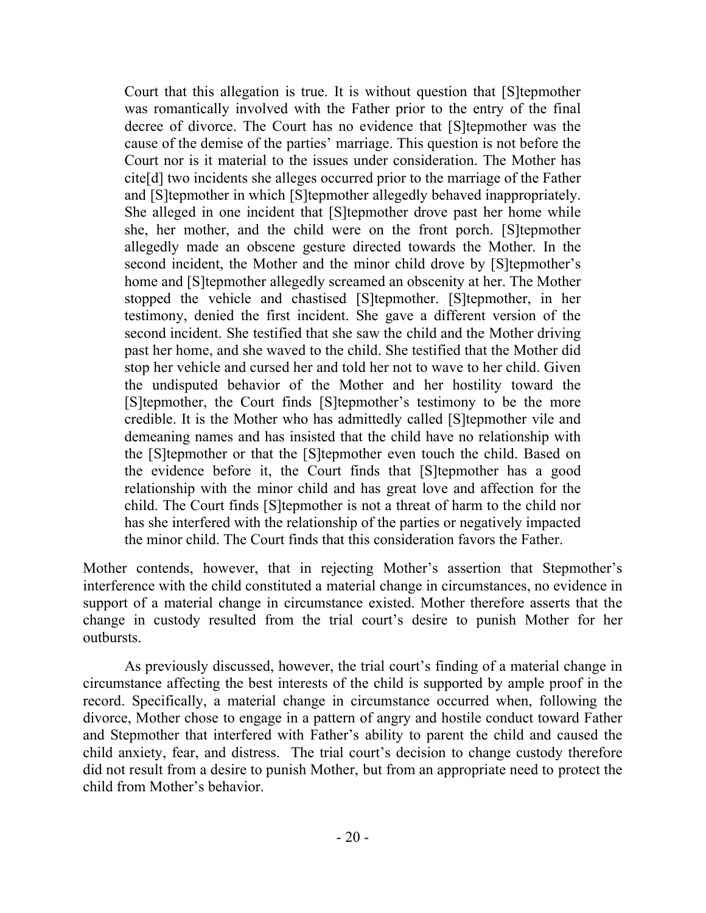> Court that this allegation is true. It is without question that [S]tepmother was romantically involved with the Father prior to the entry of the final decree of divorce. The Court has no evidence that [S]tepmother was the cause of the demise of the parties' marriage. This question is not before the Court nor is it material to the issues under consideration. The Mother has cite[d] two incidents she alleges occurred prior to the marriage of the Father and [S]tepmother in which [S]tepmother allegedly behaved inappropriately. She alleged in one incident that [S]tepmother drove past her home while she, her mother, and the child were on the front porch. [S]tepmother allegedly made an obscene gesture directed towards the Mother. In the second incident, the Mother and the minor child drove by [S]tepmother's home and [S]tepmother allegedly screamed an obscenity at her. The Mother stopped the vehicle and chastised [S]tepmother. [S]tepmother, in her testimony, denied the first incident. She gave a different version of the second incident. She testified that she saw the child and the Mother driving past her home, and she waved to the child. She testified that the Mother did stop her vehicle and cursed her and told her not to wave to her child. Given the undisputed behavior of the Mother and her hostility toward the [S]tepmother, the Court finds [S]tepmother's testimony to be the more credible. It is the Mother who has admittedly called [S]tepmother vile and demeaning names and has insisted that the child have no relationship with the [S]tepmother or that the [S]tepmother even touch the child. Based on the evidence before it, the Court finds that [S]tepmother has a good relationship with the minor child and has great love and affection for the child. The Court finds [S]tepmother is not a threat of harm to the child nor has she interfered with the relationship of the parties or negatively impacted the minor child. The Court finds that this consideration favors the Father.

Mother contends, however, that in rejecting Mother's assertion that Stepmother's interference with the child constituted a material change in circumstances, no evidence in support of a material change in circumstance existed. Mother therefore asserts that the change in custody resulted from the trial court's desire to punish Mother for her outbursts.

As previously discussed, however, the trial court's finding of a material change in circumstance affecting the best interests of the child is supported by ample proof in the record. Specifically, a material change in circumstance occurred when, following the divorce, Mother chose to engage in a pattern of angry and hostile conduct toward Father and Stepmother that interfered with Father's ability to parent the child and caused the child anxiety, fear, and distress. The trial court's decision to change custody therefore did not result from a desire to punish Mother, but from an appropriate need to protect the child from Mother's behavior.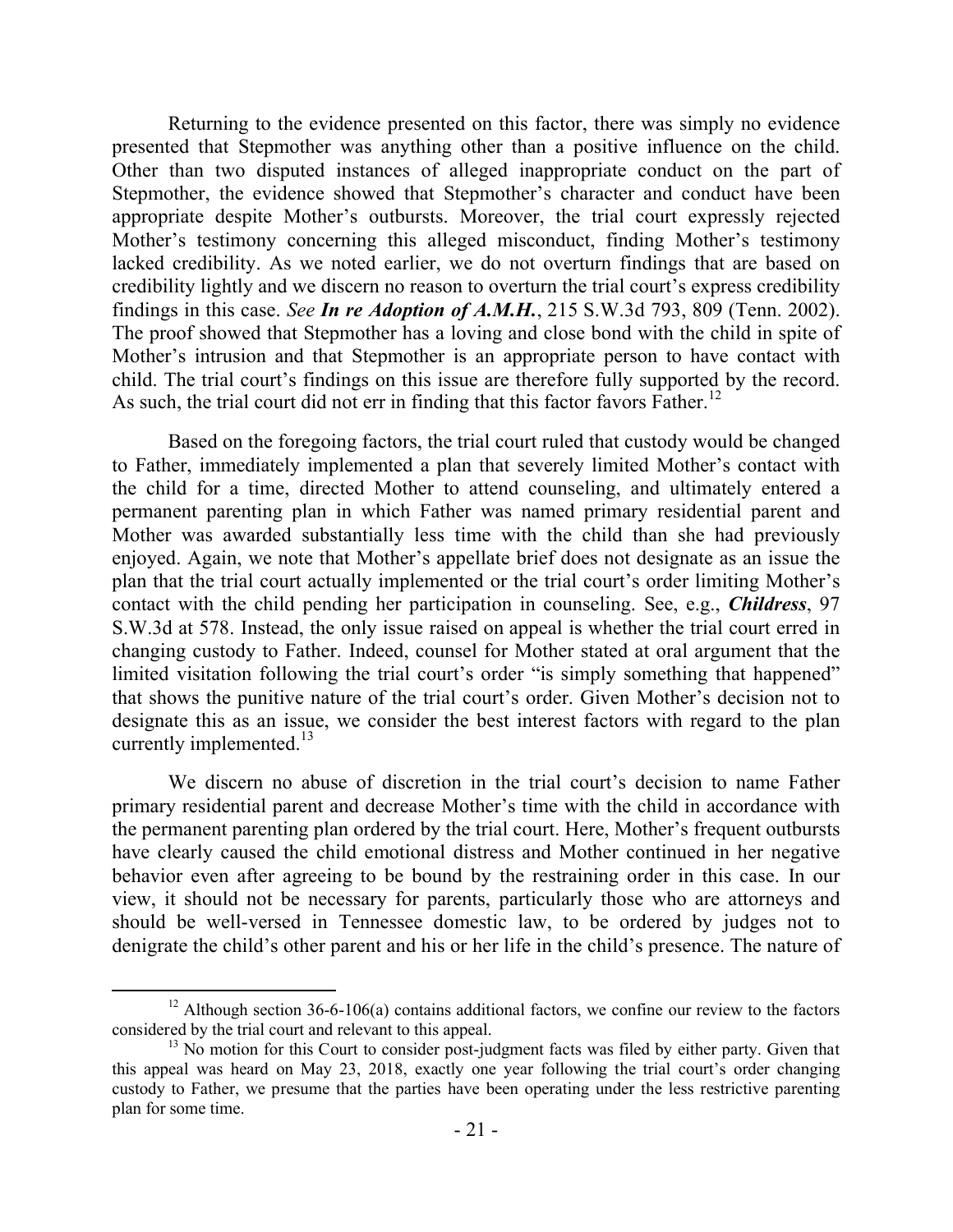Returning to the evidence presented on this factor, there was simply no evidence presented that Stepmother was anything other than a positive influence on the child. Other than two disputed instances of alleged inappropriate conduct on the part of Stepmother, the evidence showed that Stepmother's character and conduct have been appropriate despite Mother's outbursts. Moreover, the trial court expressly rejected Mother's testimony concerning this alleged misconduct, finding Mother's testimony lacked credibility. As we noted earlier, we do not overturn findings that are based on credibility lightly and we discern no reason to overturn the trial court's express credibility findings in this case. *See* ***In re Adoption of A.M.H.***, 215 S.W.3d 793, 809 (Tenn. 2002). The proof showed that Stepmother has a loving and close bond with the child in spite of Mother's intrusion and that Stepmother is an appropriate person to have contact with child. The trial court's findings on this issue are therefore fully supported by the record. As such, the trial court did not err in finding that this factor favors Father.[12]

Based on the foregoing factors, the trial court ruled that custody would be changed to Father, immediately implemented a plan that severely limited Mother's contact with the child for a time, directed Mother to attend counseling, and ultimately entered a permanent parenting plan in which Father was named primary residential parent and Mother was awarded substantially less time with the child than she had previously enjoyed. Again, we note that Mother's appellate brief does not designate as an issue the plan that the trial court actually implemented or the trial court's order limiting Mother's contact with the child pending her participation in counseling. See, e.g., ***Childress***, 97 S.W.3d at 578. Instead, the only issue raised on appeal is whether the trial court erred in changing custody to Father. Indeed, counsel for Mother stated at oral argument that the limited visitation following the trial court's order "is simply something that happened" that shows the punitive nature of the trial court's order. Given Mother's decision not to designate this as an issue, we consider the best interest factors with regard to the plan currently implemented.[13]

We discern no abuse of discretion in the trial court's decision to name Father primary residential parent and decrease Mother's time with the child in accordance with the permanent parenting plan ordered by the trial court. Here, Mother's frequent outbursts have clearly caused the child emotional distress and Mother continued in her negative behavior even after agreeing to be bound by the restraining order in this case. In our view, it should not be necessary for parents, particularly those who are attorneys and should be well-versed in Tennessee domestic law, to be ordered by judges not to denigrate the child's other parent and his or her life in the child's presence. The nature of

---

[12] Although section 36-6-106(a) contains additional factors, we confine our review to the factors considered by the trial court and relevant to this appeal.

[13] No motion for this Court to consider post-judgment facts was filed by either party. Given that this appeal was heard on May 23, 2018, exactly one year following the trial court's order changing custody to Father, we presume that the parties have been operating under the less restrictive parenting plan for some time.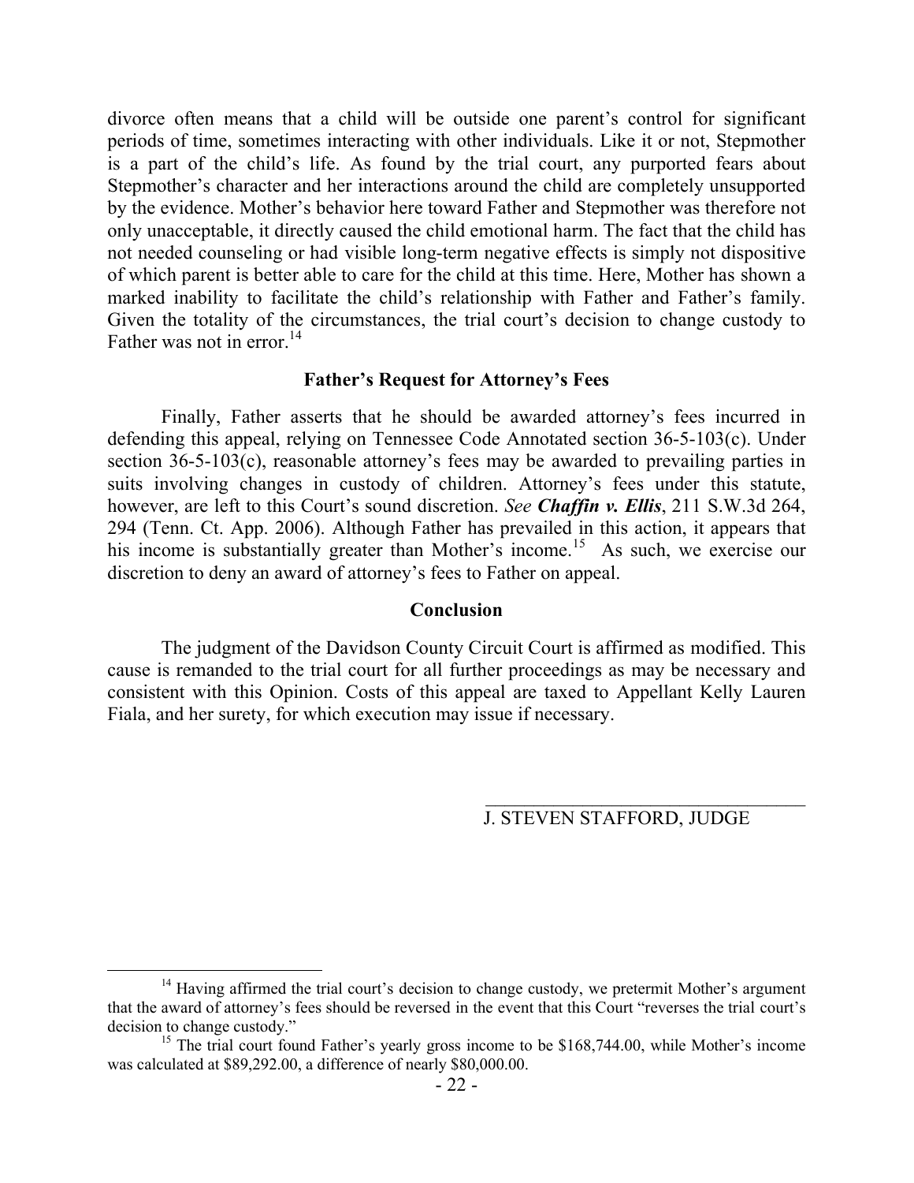divorce often means that a child will be outside one parent's control for significant periods of time, sometimes interacting with other individuals. Like it or not, Stepmother is a part of the child's life. As found by the trial court, any purported fears about Stepmother's character and her interactions around the child are completely unsupported by the evidence. Mother's behavior here toward Father and Stepmother was therefore not only unacceptable, it directly caused the child emotional harm. The fact that the child has not needed counseling or had visible long-term negative effects is simply not dispositive of which parent is better able to care for the child at this time. Here, Mother has shown a marked inability to facilitate the child's relationship with Father and Father's family. Given the totality of the circumstances, the trial court's decision to change custody to Father was not in error.[14]

**Father's Request for Attorney's Fees**

Finally, Father asserts that he should be awarded attorney's fees incurred in defending this appeal, relying on Tennessee Code Annotated section 36-5-103(c). Under section 36-5-103(c), reasonable attorney's fees may be awarded to prevailing parties in suits involving changes in custody of children. Attorney's fees under this statute, however, are left to this Court's sound discretion. *See* ***Chaffin v. Ellis***, 211 S.W.3d 264, 294 (Tenn. Ct. App. 2006). Although Father has prevailed in this action, it appears that his income is substantially greater than Mother's income.[15] As such, we exercise our discretion to deny an award of attorney's fees to Father on appeal.

**Conclusion**

The judgment of the Davidson County Circuit Court is affirmed as modified. This cause is remanded to the trial court for all further proceedings as may be necessary and consistent with this Opinion. Costs of this appeal are taxed to Appellant Kelly Lauren Fiala, and her surety, for which execution may issue if necessary.

_________________________________

J. STEVEN STAFFORD, JUDGE

---

[14] Having affirmed the trial court's decision to change custody, we pretermit Mother's argument that the award of attorney's fees should be reversed in the event that this Court "reverses the trial court's decision to change custody."

[15] The trial court found Father's yearly gross income to be $168,744.00, while Mother's income was calculated at $89,292.00, a difference of nearly $80,000.00.